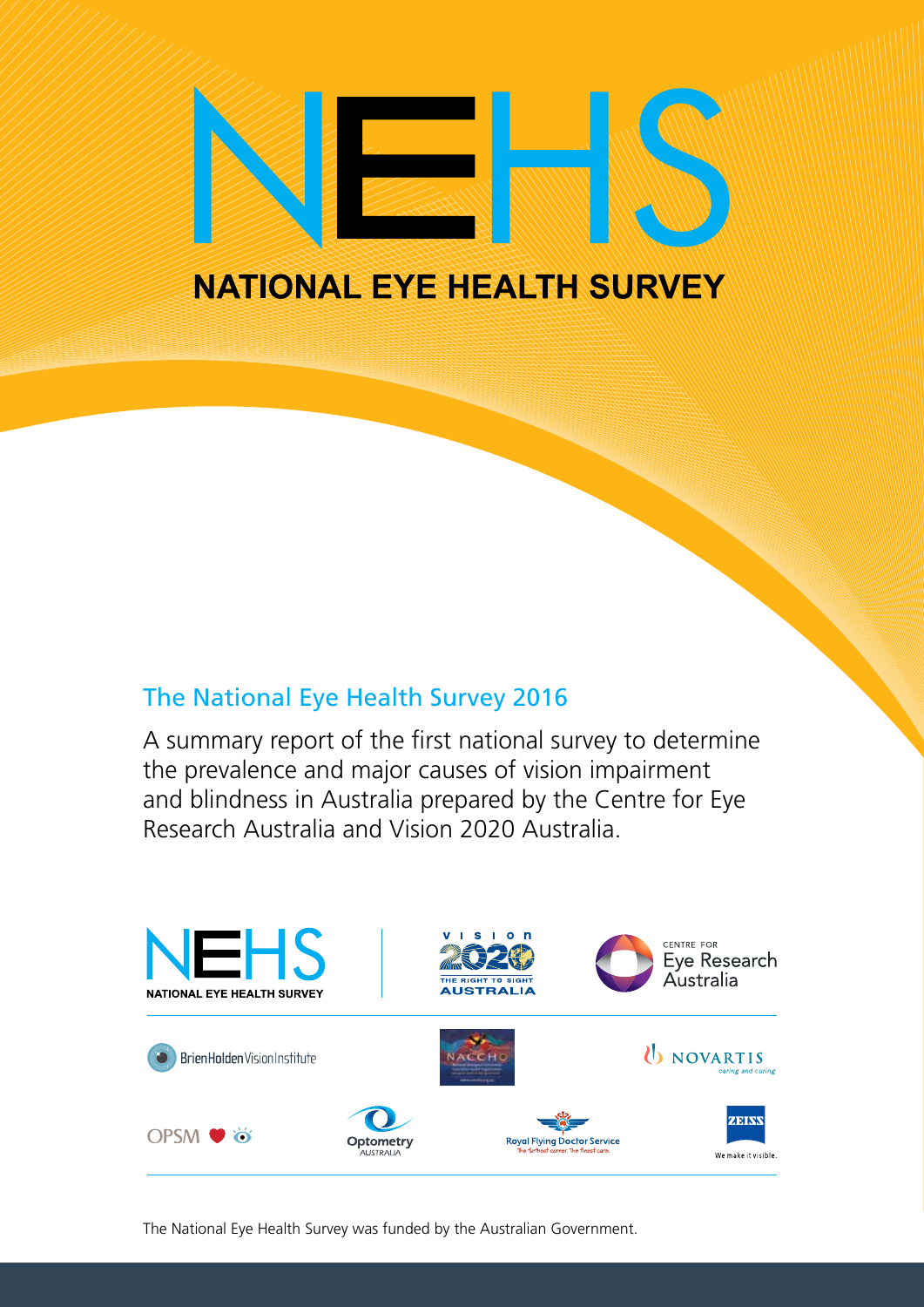# NEHS

## NATIONAL EYE HEALTH SURVEY

### The National Eye Health Survey 2016

A summary report of the first national survey to determine the prevalence and major causes of vision impairment and blindness in Australia prepared by the Centre for Eye Research Australia and Vision 2020 Australia.

The National Eye Health Survey was funded by the Australian Government.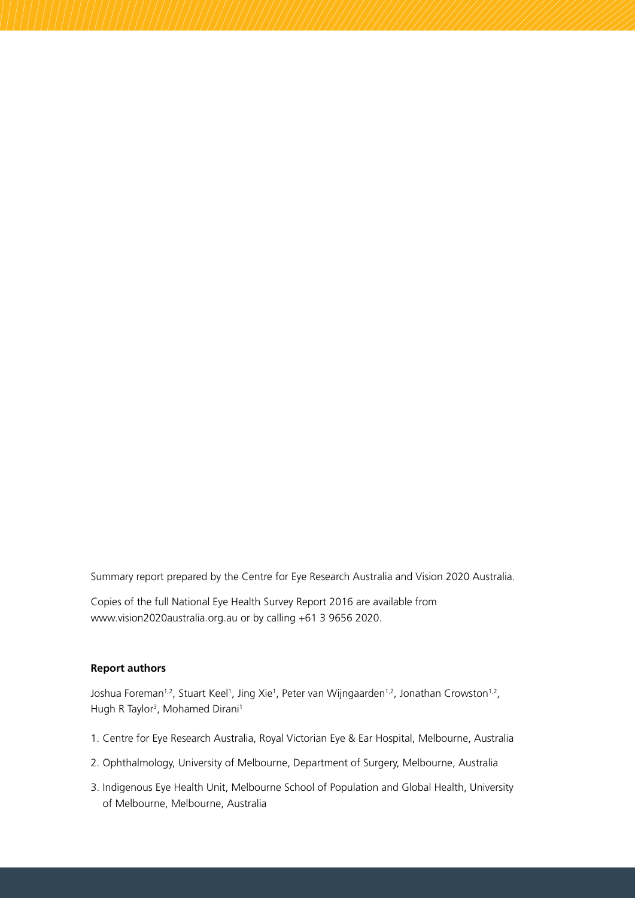Summary report prepared by the Centre for Eye Research Australia and Vision 2020 Australia.

Copies of the full National Eye Health Survey Report 2016 are available from www.vision2020australia.org.au or by calling +61 3 9656 2020.

**Report authors**

Joshua Foreman[1,2], Stuart Keel[1], Jing Xie[1], Peter van Wijngaarden[1,2], Jonathan Crowston[1,2], Hugh R Taylor[3], Mohamed Dirani[1]

1. Centre for Eye Research Australia, Royal Victorian Eye & Ear Hospital, Melbourne, Australia
2. Ophthalmology, University of Melbourne, Department of Surgery, Melbourne, Australia
3. Indigenous Eye Health Unit, Melbourne School of Population and Global Health, University of Melbourne, Melbourne, Australia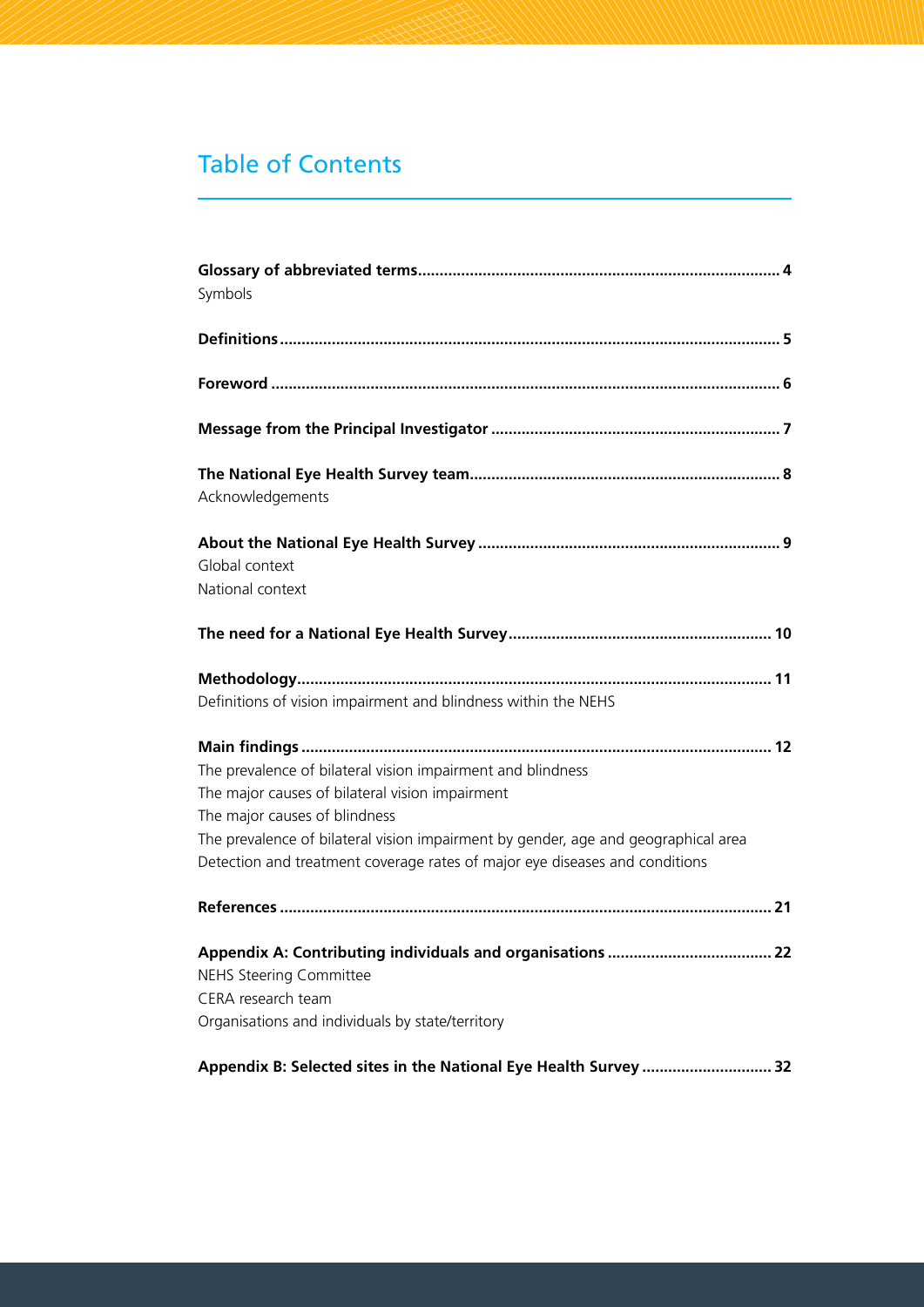# Table of Contents

**Glossary of abbreviated terms.................................................................................. 4**

Symbols

**Definitions.................................................................................................................. 5**

**Foreword .................................................................................................................... 6**

**Message from the Principal Investigator .................................................................. 7**

**The National Eye Health Survey team....................................................................... 8**

Acknowledgements

**About the National Eye Health Survey ..................................................................... 9**

Global context

National context

**The need for a National Eye Health Survey............................................................ 10**

**Methodology............................................................................................................ 11**

Definitions of vision impairment and blindness within the NEHS

**Main findings ........................................................................................................... 12**

The prevalence of bilateral vision impairment and blindness

The major causes of bilateral vision impairment

The major causes of blindness

The prevalence of bilateral vision impairment by gender, age and geographical area

Detection and treatment coverage rates of major eye diseases and conditions

**References ................................................................................................................ 21**

**Appendix A: Contributing individuals and organisations ...................................... 22**

NEHS Steering Committee

CERA research team

Organisations and individuals by state/territory

**Appendix B: Selected sites in the National Eye Health Survey .............................. 32**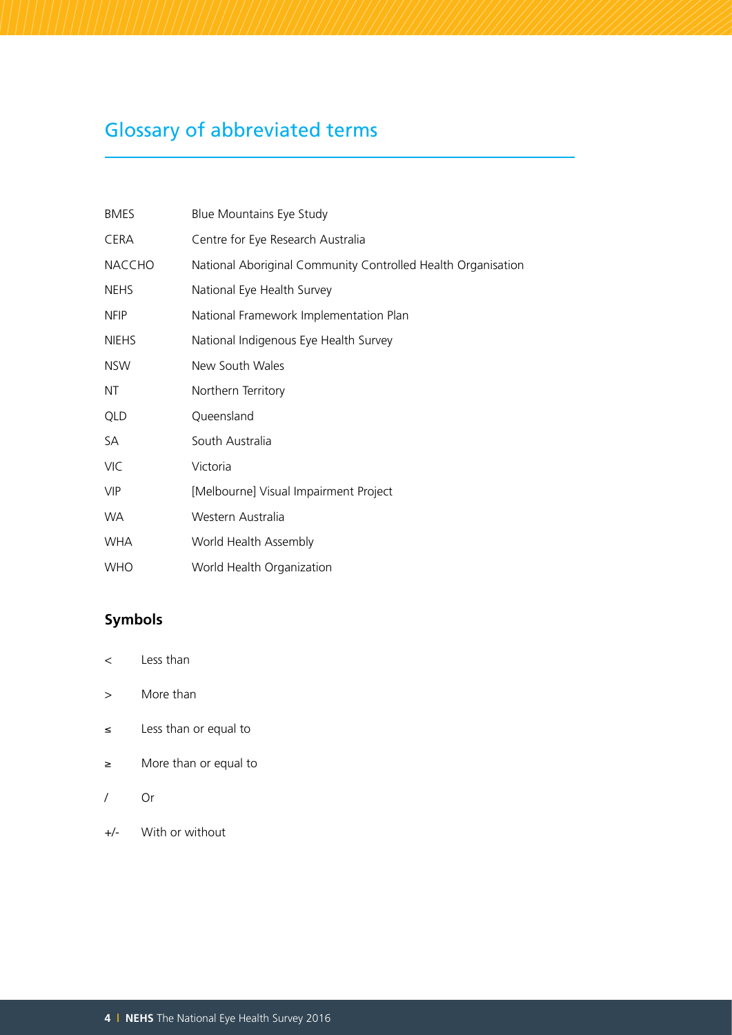## Glossary of abbreviated terms

| | |
|---|---|
| BMES | Blue Mountains Eye Study |
| CERA | Centre for Eye Research Australia |
| NACCHO | National Aboriginal Community Controlled Health Organisation |
| NEHS | National Eye Health Survey |
| NFIP | National Framework Implementation Plan |
| NIEHS | National Indigenous Eye Health Survey |
| NSW | New South Wales |
| NT | Northern Territory |
| QLD | Queensland |
| SA | South Australia |
| VIC | Victoria |
| VIP | [Melbourne] Visual Impairment Project |
| WA | Western Australia |
| WHA | World Health Assembly |
| WHO | World Health Organization |

### Symbols

| | |
|---|---|
| < | Less than |
| > | More than |
| ≤ | Less than or equal to |
| ≥ | More than or equal to |
| / | Or |
| +/- | With or without |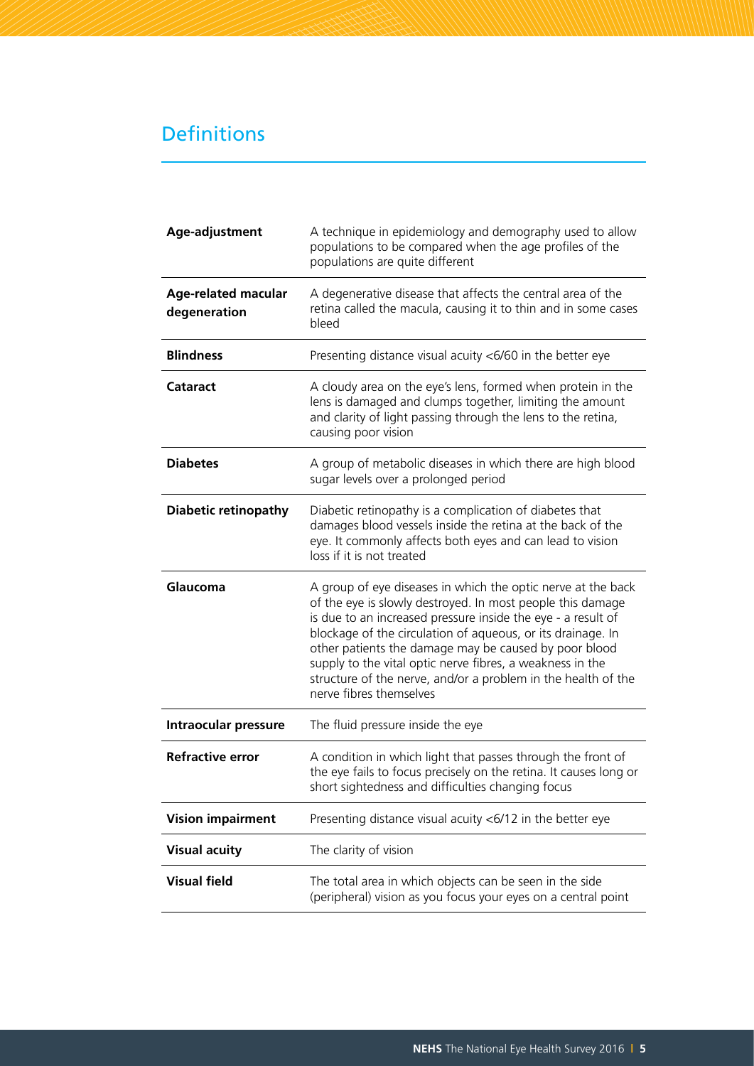# Definitions

| | |
|---|---|
| **Age-adjustment** | A technique in epidemiology and demography used to allow populations to be compared when the age profiles of the populations are quite different |
| **Age-related macular degeneration** | A degenerative disease that affects the central area of the retina called the macula, causing it to thin and in some cases bleed |
| **Blindness** | Presenting distance visual acuity <6/60 in the better eye |
| **Cataract** | A cloudy area on the eye's lens, formed when protein in the lens is damaged and clumps together, limiting the amount and clarity of light passing through the lens to the retina, causing poor vision |
| **Diabetes** | A group of metabolic diseases in which there are high blood sugar levels over a prolonged period |
| **Diabetic retinopathy** | Diabetic retinopathy is a complication of diabetes that damages blood vessels inside the retina at the back of the eye. It commonly affects both eyes and can lead to vision loss if it is not treated |
| **Glaucoma** | A group of eye diseases in which the optic nerve at the back of the eye is slowly destroyed. In most people this damage is due to an increased pressure inside the eye - a result of blockage of the circulation of aqueous, or its drainage. In other patients the damage may be caused by poor blood supply to the vital optic nerve fibres, a weakness in the structure of the nerve, and/or a problem in the health of the nerve fibres themselves |
| **Intraocular pressure** | The fluid pressure inside the eye |
| **Refractive error** | A condition in which light that passes through the front of the eye fails to focus precisely on the retina. It causes long or short sightedness and difficulties changing focus |
| **Vision impairment** | Presenting distance visual acuity <6/12 in the better eye |
| **Visual acuity** | The clarity of vision |
| **Visual field** | The total area in which objects can be seen in the side (peripheral) vision as you focus your eyes on a central point |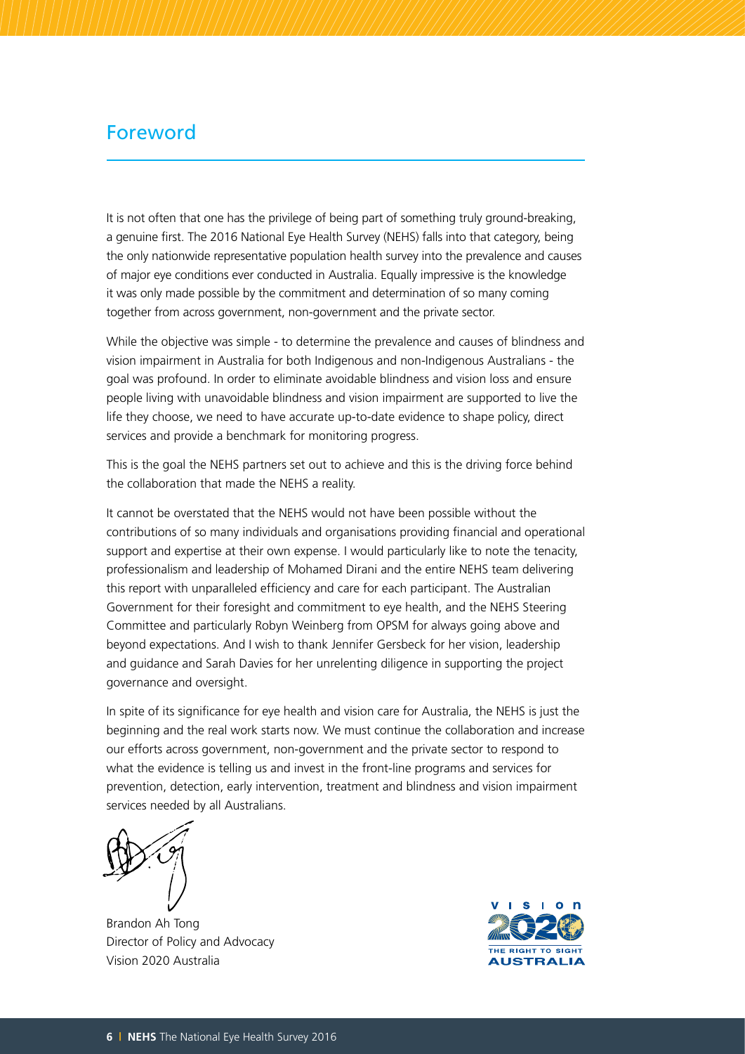# Foreword

It is not often that one has the privilege of being part of something truly ground-breaking, a genuine first. The 2016 National Eye Health Survey (NEHS) falls into that category, being the only nationwide representative population health survey into the prevalence and causes of major eye conditions ever conducted in Australia. Equally impressive is the knowledge it was only made possible by the commitment and determination of so many coming together from across government, non-government and the private sector.

While the objective was simple - to determine the prevalence and causes of blindness and vision impairment in Australia for both Indigenous and non-Indigenous Australians - the goal was profound. In order to eliminate avoidable blindness and vision loss and ensure people living with unavoidable blindness and vision impairment are supported to live the life they choose, we need to have accurate up-to-date evidence to shape policy, direct services and provide a benchmark for monitoring progress.

This is the goal the NEHS partners set out to achieve and this is the driving force behind the collaboration that made the NEHS a reality.

It cannot be overstated that the NEHS would not have been possible without the contributions of so many individuals and organisations providing financial and operational support and expertise at their own expense. I would particularly like to note the tenacity, professionalism and leadership of Mohamed Dirani and the entire NEHS team delivering this report with unparalleled efficiency and care for each participant. The Australian Government for their foresight and commitment to eye health, and the NEHS Steering Committee and particularly Robyn Weinberg from OPSM for always going above and beyond expectations. And I wish to thank Jennifer Gersbeck for her vision, leadership and guidance and Sarah Davies for her unrelenting diligence in supporting the project governance and oversight.

In spite of its significance for eye health and vision care for Australia, the NEHS is just the beginning and the real work starts now. We must continue the collaboration and increase our efforts across government, non-government and the private sector to respond to what the evidence is telling us and invest in the front-line programs and services for prevention, detection, early intervention, treatment and blindness and vision impairment services needed by all Australians.

Brandon Ah Tong
Director of Policy and Advocacy
Vision 2020 Australia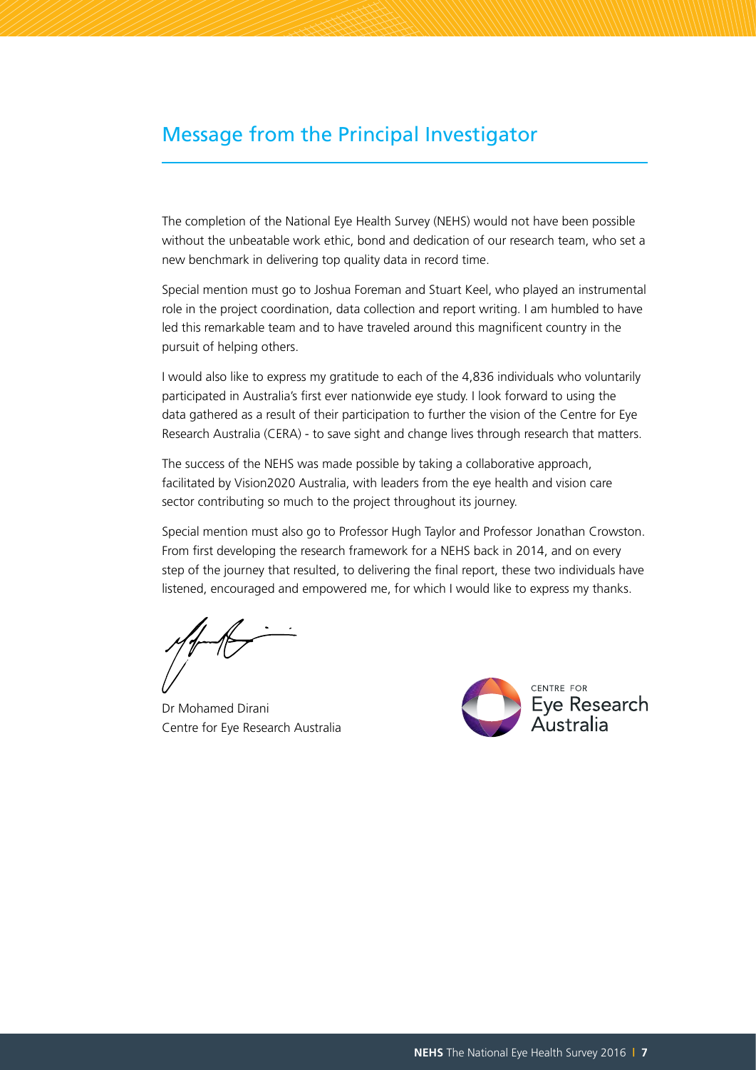## Message from the Principal Investigator

The completion of the National Eye Health Survey (NEHS) would not have been possible without the unbeatable work ethic, bond and dedication of our research team, who set a new benchmark in delivering top quality data in record time.

Special mention must go to Joshua Foreman and Stuart Keel, who played an instrumental role in the project coordination, data collection and report writing. I am humbled to have led this remarkable team and to have traveled around this magnificent country in the pursuit of helping others.

I would also like to express my gratitude to each of the 4,836 individuals who voluntarily participated in Australia's first ever nationwide eye study. I look forward to using the data gathered as a result of their participation to further the vision of the Centre for Eye Research Australia (CERA) - to save sight and change lives through research that matters.

The success of the NEHS was made possible by taking a collaborative approach, facilitated by Vision2020 Australia, with leaders from the eye health and vision care sector contributing so much to the project throughout its journey.

Special mention must also go to Professor Hugh Taylor and Professor Jonathan Crowston. From first developing the research framework for a NEHS back in 2014, and on every step of the journey that resulted, to delivering the final report, these two individuals have listened, encouraged and empowered me, for which I would like to express my thanks.

Dr Mohamed Dirani
Centre for Eye Research Australia

CENTRE FOR
Eye Research
Australia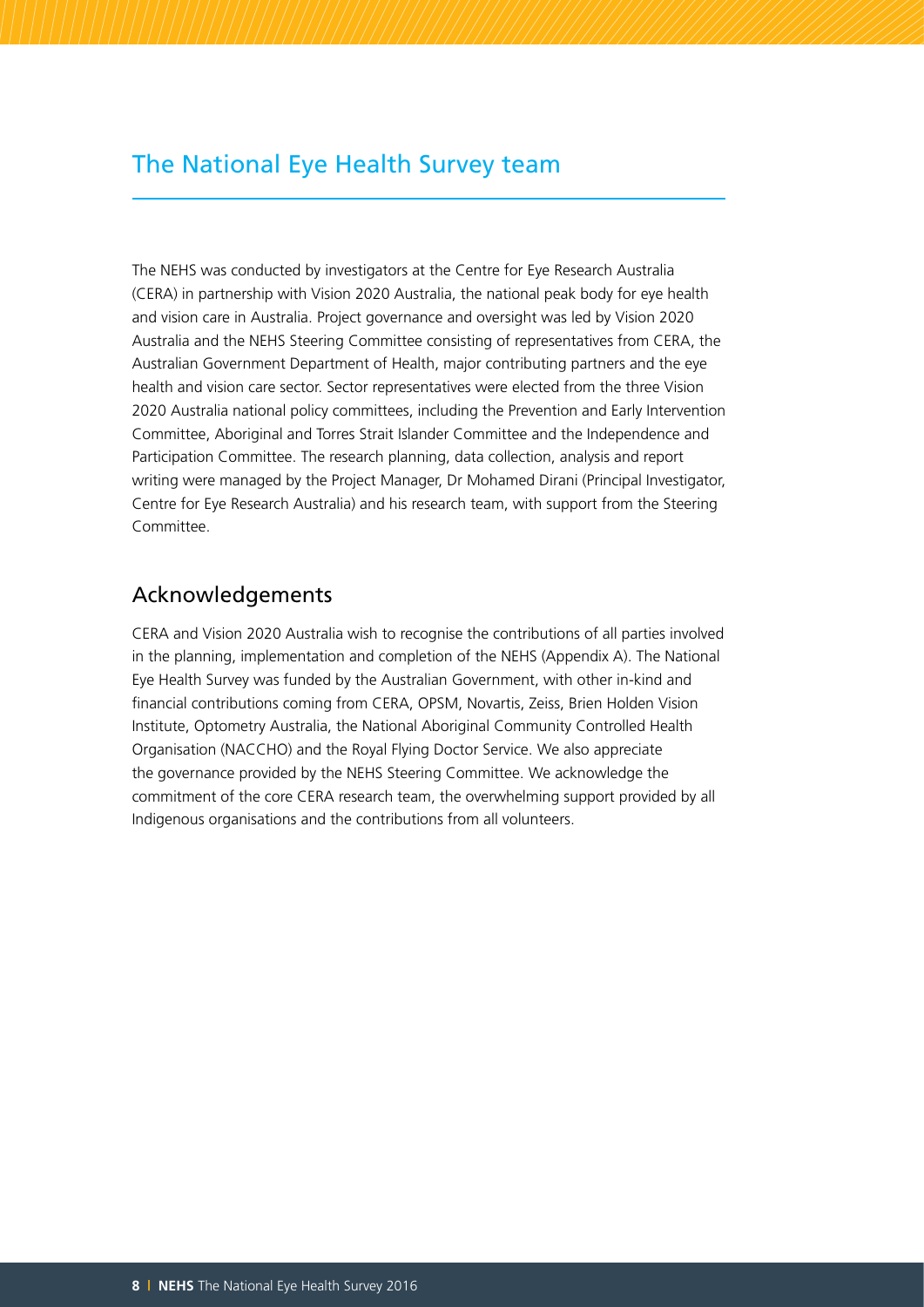# The National Eye Health Survey team

The NEHS was conducted by investigators at the Centre for Eye Research Australia (CERA) in partnership with Vision 2020 Australia, the national peak body for eye health and vision care in Australia. Project governance and oversight was led by Vision 2020 Australia and the NEHS Steering Committee consisting of representatives from CERA, the Australian Government Department of Health, major contributing partners and the eye health and vision care sector. Sector representatives were elected from the three Vision 2020 Australia national policy committees, including the Prevention and Early Intervention Committee, Aboriginal and Torres Strait Islander Committee and the Independence and Participation Committee. The research planning, data collection, analysis and report writing were managed by the Project Manager, Dr Mohamed Dirani (Principal Investigator, Centre for Eye Research Australia) and his research team, with support from the Steering Committee.

## Acknowledgements

CERA and Vision 2020 Australia wish to recognise the contributions of all parties involved in the planning, implementation and completion of the NEHS (Appendix A). The National Eye Health Survey was funded by the Australian Government, with other in-kind and financial contributions coming from CERA, OPSM, Novartis, Zeiss, Brien Holden Vision Institute, Optometry Australia, the National Aboriginal Community Controlled Health Organisation (NACCHO) and the Royal Flying Doctor Service. We also appreciate the governance provided by the NEHS Steering Committee. We acknowledge the commitment of the core CERA research team, the overwhelming support provided by all Indigenous organisations and the contributions from all volunteers.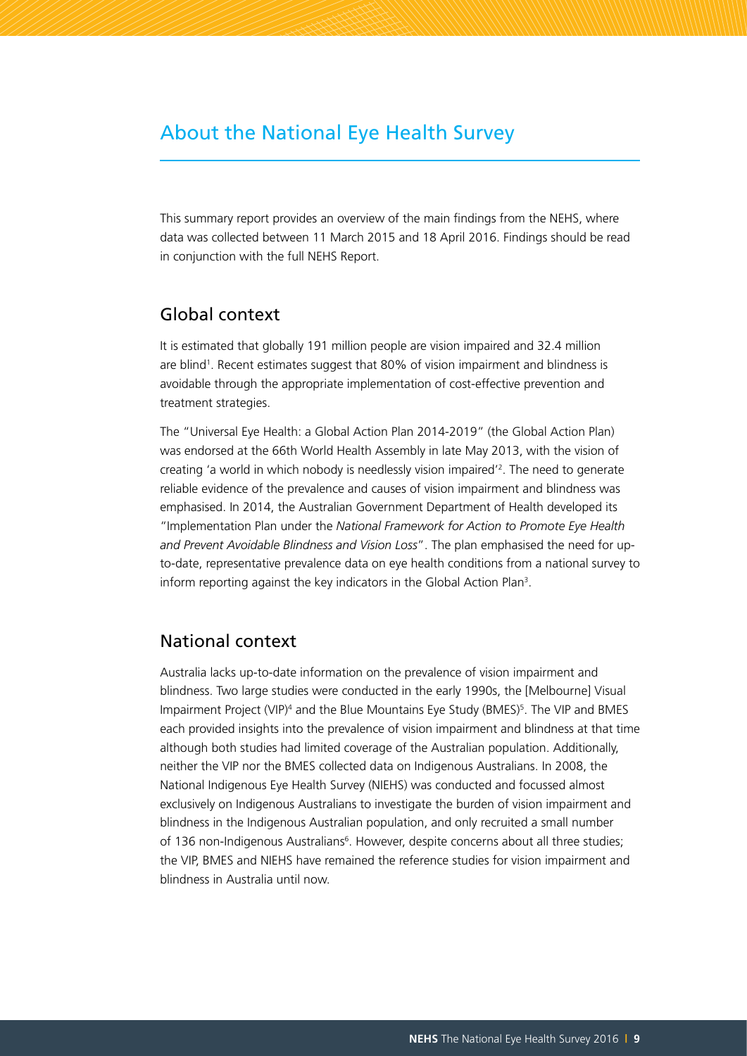# About the National Eye Health Survey

This summary report provides an overview of the main findings from the NEHS, where data was collected between 11 March 2015 and 18 April 2016. Findings should be read in conjunction with the full NEHS Report.

## Global context

It is estimated that globally 191 million people are vision impaired and 32.4 million are blind[1]. Recent estimates suggest that 80% of vision impairment and blindness is avoidable through the appropriate implementation of cost-effective prevention and treatment strategies.

The "Universal Eye Health: a Global Action Plan 2014-2019" (the Global Action Plan) was endorsed at the 66th World Health Assembly in late May 2013, with the vision of creating 'a world in which nobody is needlessly vision impaired'[2]. The need to generate reliable evidence of the prevalence and causes of vision impairment and blindness was emphasised. In 2014, the Australian Government Department of Health developed its "Implementation Plan under the *National Framework for Action to Promote Eye Health and Prevent Avoidable Blindness and Vision Loss*". The plan emphasised the need for up-to-date, representative prevalence data on eye health conditions from a national survey to inform reporting against the key indicators in the Global Action Plan[3].

## National context

Australia lacks up-to-date information on the prevalence of vision impairment and blindness. Two large studies were conducted in the early 1990s, the [Melbourne] Visual Impairment Project (VIP)[4] and the Blue Mountains Eye Study (BMES)[5]. The VIP and BMES each provided insights into the prevalence of vision impairment and blindness at that time although both studies had limited coverage of the Australian population. Additionally, neither the VIP nor the BMES collected data on Indigenous Australians. In 2008, the National Indigenous Eye Health Survey (NIEHS) was conducted and focussed almost exclusively on Indigenous Australians to investigate the burden of vision impairment and blindness in the Indigenous Australian population, and only recruited a small number of 136 non-Indigenous Australians[6]. However, despite concerns about all three studies; the VIP, BMES and NIEHS have remained the reference studies for vision impairment and blindness in Australia until now.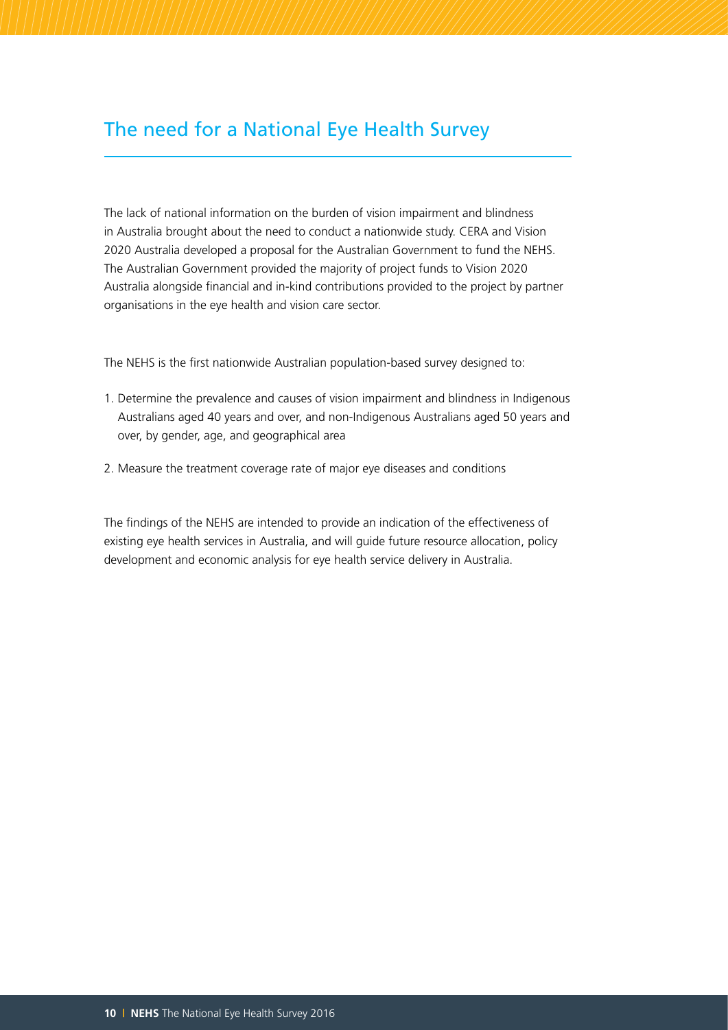## The need for a National Eye Health Survey

The lack of national information on the burden of vision impairment and blindness in Australia brought about the need to conduct a nationwide study. CERA and Vision 2020 Australia developed a proposal for the Australian Government to fund the NEHS. The Australian Government provided the majority of project funds to Vision 2020 Australia alongside financial and in-kind contributions provided to the project by partner organisations in the eye health and vision care sector.

The NEHS is the first nationwide Australian population-based survey designed to:

1. Determine the prevalence and causes of vision impairment and blindness in Indigenous Australians aged 40 years and over, and non-Indigenous Australians aged 50 years and over, by gender, age, and geographical area
2. Measure the treatment coverage rate of major eye diseases and conditions

The findings of the NEHS are intended to provide an indication of the effectiveness of existing eye health services in Australia, and will guide future resource allocation, policy development and economic analysis for eye health service delivery in Australia.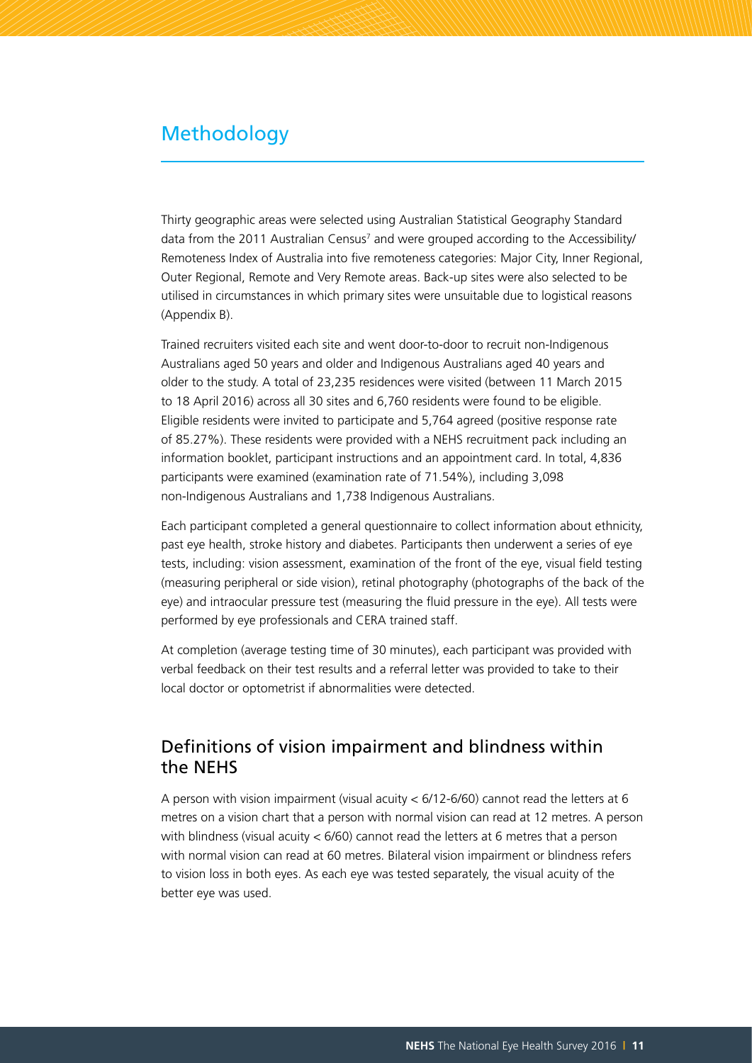# Methodology

Thirty geographic areas were selected using Australian Statistical Geography Standard data from the 2011 Australian Census[7] and were grouped according to the Accessibility/Remoteness Index of Australia into five remoteness categories: Major City, Inner Regional, Outer Regional, Remote and Very Remote areas. Back-up sites were also selected to be utilised in circumstances in which primary sites were unsuitable due to logistical reasons (Appendix B).

Trained recruiters visited each site and went door-to-door to recruit non-Indigenous Australians aged 50 years and older and Indigenous Australians aged 40 years and older to the study. A total of 23,235 residences were visited (between 11 March 2015 to 18 April 2016) across all 30 sites and 6,760 residents were found to be eligible. Eligible residents were invited to participate and 5,764 agreed (positive response rate of 85.27%). These residents were provided with a NEHS recruitment pack including an information booklet, participant instructions and an appointment card. In total, 4,836 participants were examined (examination rate of 71.54%), including 3,098 non-Indigenous Australians and 1,738 Indigenous Australians.

Each participant completed a general questionnaire to collect information about ethnicity, past eye health, stroke history and diabetes. Participants then underwent a series of eye tests, including: vision assessment, examination of the front of the eye, visual field testing (measuring peripheral or side vision), retinal photography (photographs of the back of the eye) and intraocular pressure test (measuring the fluid pressure in the eye). All tests were performed by eye professionals and CERA trained staff.

At completion (average testing time of 30 minutes), each participant was provided with verbal feedback on their test results and a referral letter was provided to take to their local doctor or optometrist if abnormalities were detected.

## Definitions of vision impairment and blindness within the NEHS

A person with vision impairment (visual acuity < 6/12-6/60) cannot read the letters at 6 metres on a vision chart that a person with normal vision can read at 12 metres. A person with blindness (visual acuity < 6/60) cannot read the letters at 6 metres that a person with normal vision can read at 60 metres. Bilateral vision impairment or blindness refers to vision loss in both eyes. As each eye was tested separately, the visual acuity of the better eye was used.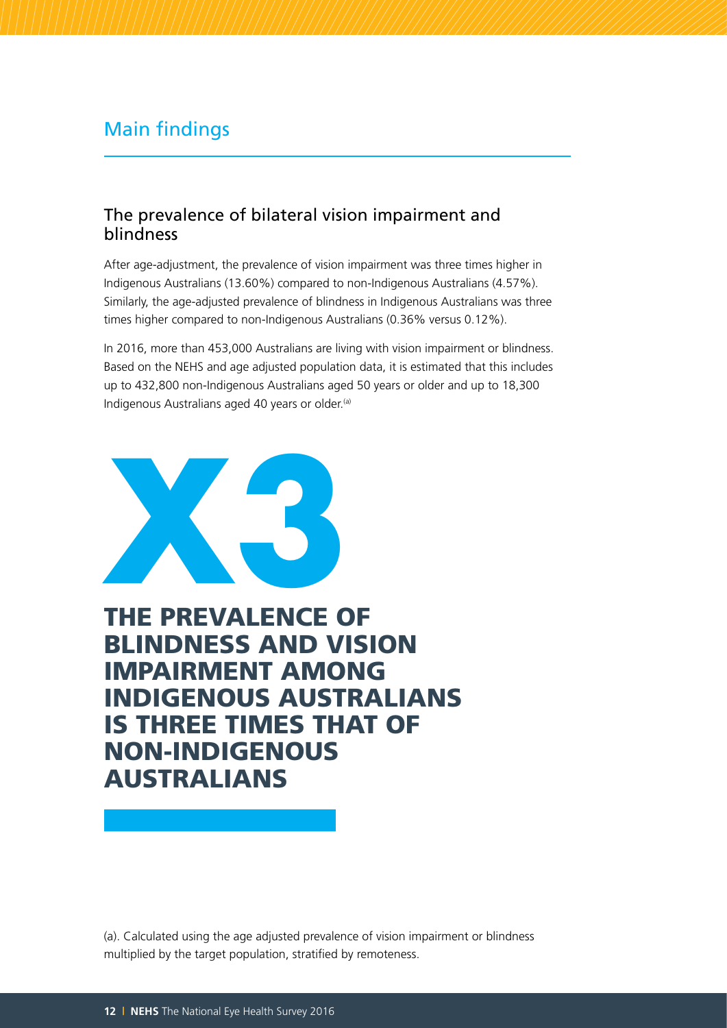# Main findings

## The prevalence of bilateral vision impairment and blindness

After age-adjustment, the prevalence of vision impairment was three times higher in Indigenous Australians (13.60%) compared to non-Indigenous Australians (4.57%). Similarly, the age-adjusted prevalence of blindness in Indigenous Australians was three times higher compared to non-Indigenous Australians (0.36% versus 0.12%).

In 2016, more than 453,000 Australians are living with vision impairment or blindness. Based on the NEHS and age adjusted population data, it is estimated that this includes up to 432,800 non-Indigenous Australians aged 50 years or older and up to 18,300 Indigenous Australians aged 40 years or older.[a]

**X3**

**THE PREVALENCE OF BLINDNESS AND VISION IMPAIRMENT AMONG INDIGENOUS AUSTRALIANS IS THREE TIMES THAT OF NON-INDIGENOUS AUSTRALIANS**

(a). Calculated using the age adjusted prevalence of vision impairment or blindness multiplied by the target population, stratified by remoteness.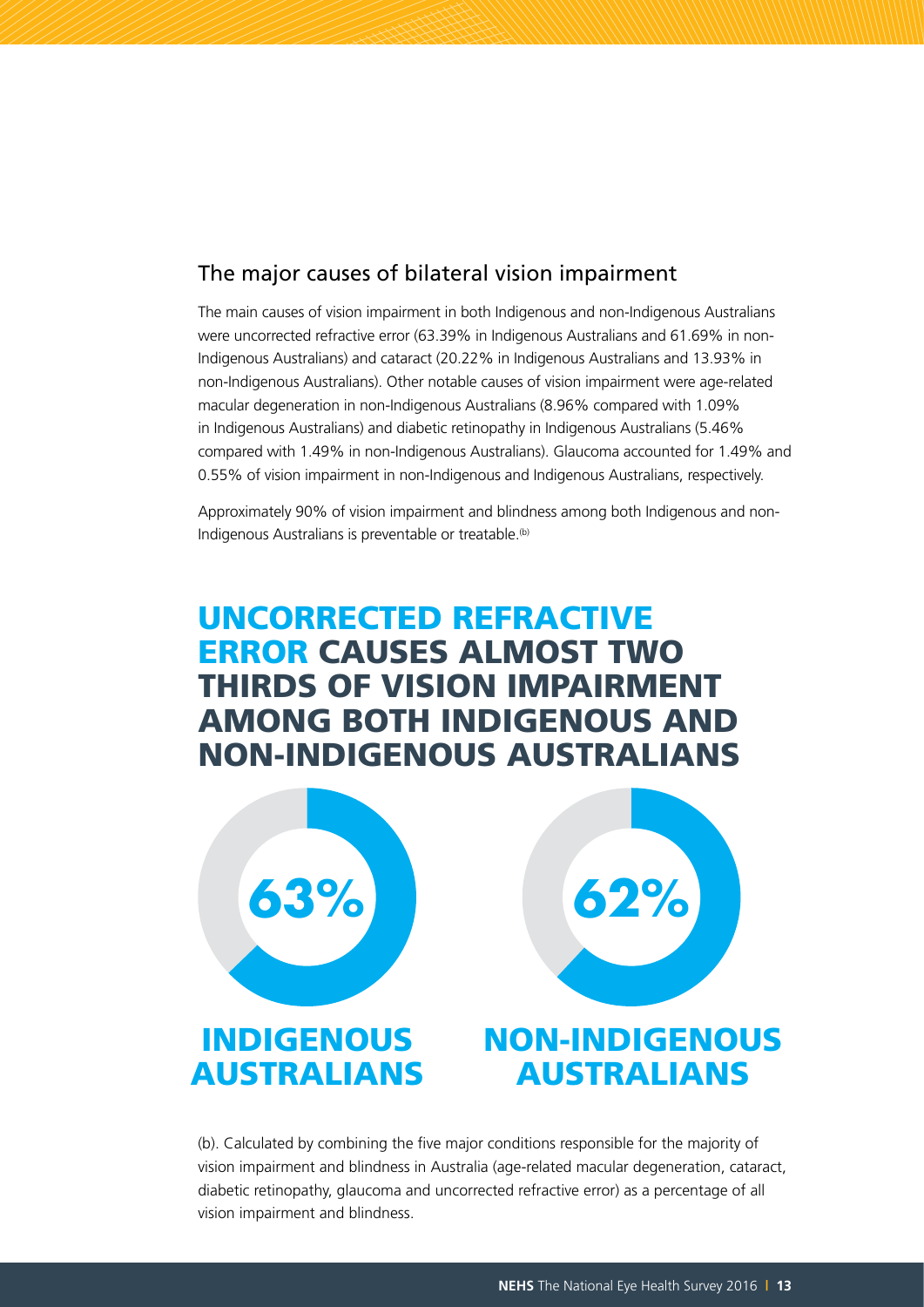## The major causes of bilateral vision impairment

The main causes of vision impairment in both Indigenous and non-Indigenous Australians were uncorrected refractive error (63.39% in Indigenous Australians and 61.69% in non-Indigenous Australians) and cataract (20.22% in Indigenous Australians and 13.93% in non-Indigenous Australians). Other notable causes of vision impairment were age-related macular degeneration in non-Indigenous Australians (8.96% compared with 1.09% in Indigenous Australians) and diabetic retinopathy in Indigenous Australians (5.46% compared with 1.49% in non-Indigenous Australians). Glaucoma accounted for 1.49% and 0.55% of vision impairment in non-Indigenous and Indigenous Australians, respectively.

Approximately 90% of vision impairment and blindness among both Indigenous and non-Indigenous Australians is preventable or treatable.[b]

# UNCORRECTED REFRACTIVE ERROR CAUSES ALMOST TWO THIRDS OF VISION IMPAIRMENT AMONG BOTH INDIGENOUS AND NON-INDIGENOUS AUSTRALIANS

**63%**

**INDIGENOUS AUSTRALIANS**

**62%**

**NON-INDIGENOUS AUSTRALIANS**

(b). Calculated by combining the five major conditions responsible for the majority of vision impairment and blindness in Australia (age-related macular degeneration, cataract, diabetic retinopathy, glaucoma and uncorrected refractive error) as a percentage of all vision impairment and blindness.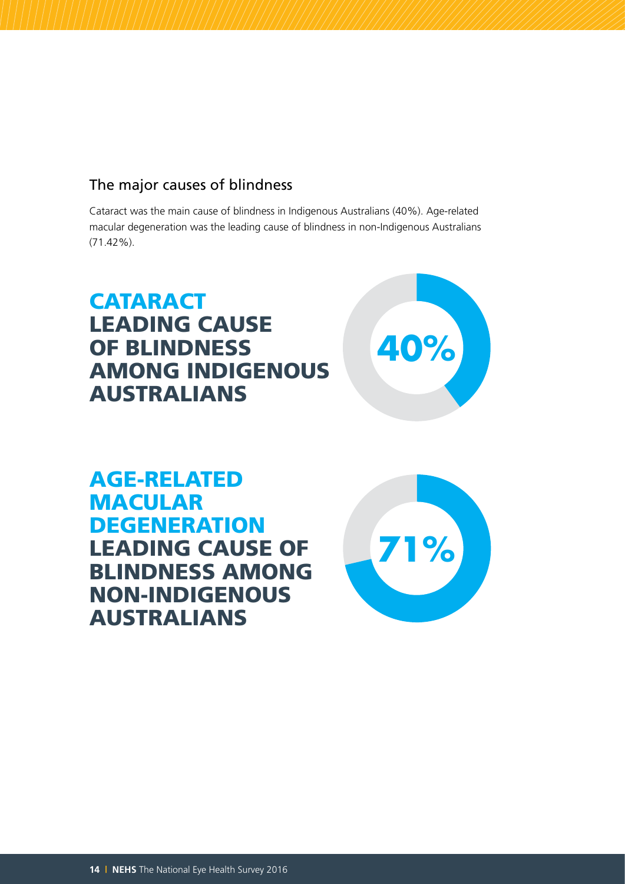## The major causes of blindness

Cataract was the main cause of blindness in Indigenous Australians (40%). Age-related macular degeneration was the leading cause of blindness in non-Indigenous Australians (71.42%).

**CATARACT LEADING CAUSE OF BLINDNESS AMONG INDIGENOUS AUSTRALIANS**

**40%**

**AGE-RELATED MACULAR DEGENERATION LEADING CAUSE OF BLINDNESS AMONG NON-INDIGENOUS AUSTRALIANS**

**71%**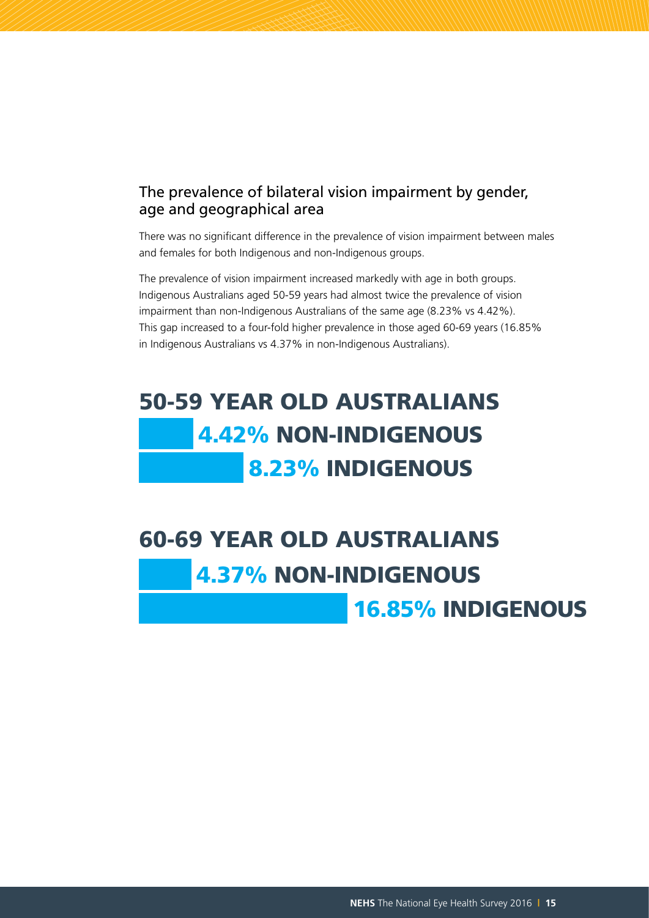## The prevalence of bilateral vision impairment by gender, age and geographical area

There was no significant difference in the prevalence of vision impairment between males and females for both Indigenous and non-Indigenous groups.

The prevalence of vision impairment increased markedly with age in both groups. Indigenous Australians aged 50-59 years had almost twice the prevalence of vision impairment than non-Indigenous Australians of the same age (8.23% vs 4.42%). This gap increased to a four-fold higher prevalence in those aged 60-69 years (16.85% in Indigenous Australians vs 4.37% in non-Indigenous Australians).

# 50-59 YEAR OLD AUSTRALIANS

**4.42% NON-INDIGENOUS**

**8.23% INDIGENOUS**

# 60-69 YEAR OLD AUSTRALIANS

**4.37% NON-INDIGENOUS**

**16.85% INDIGENOUS**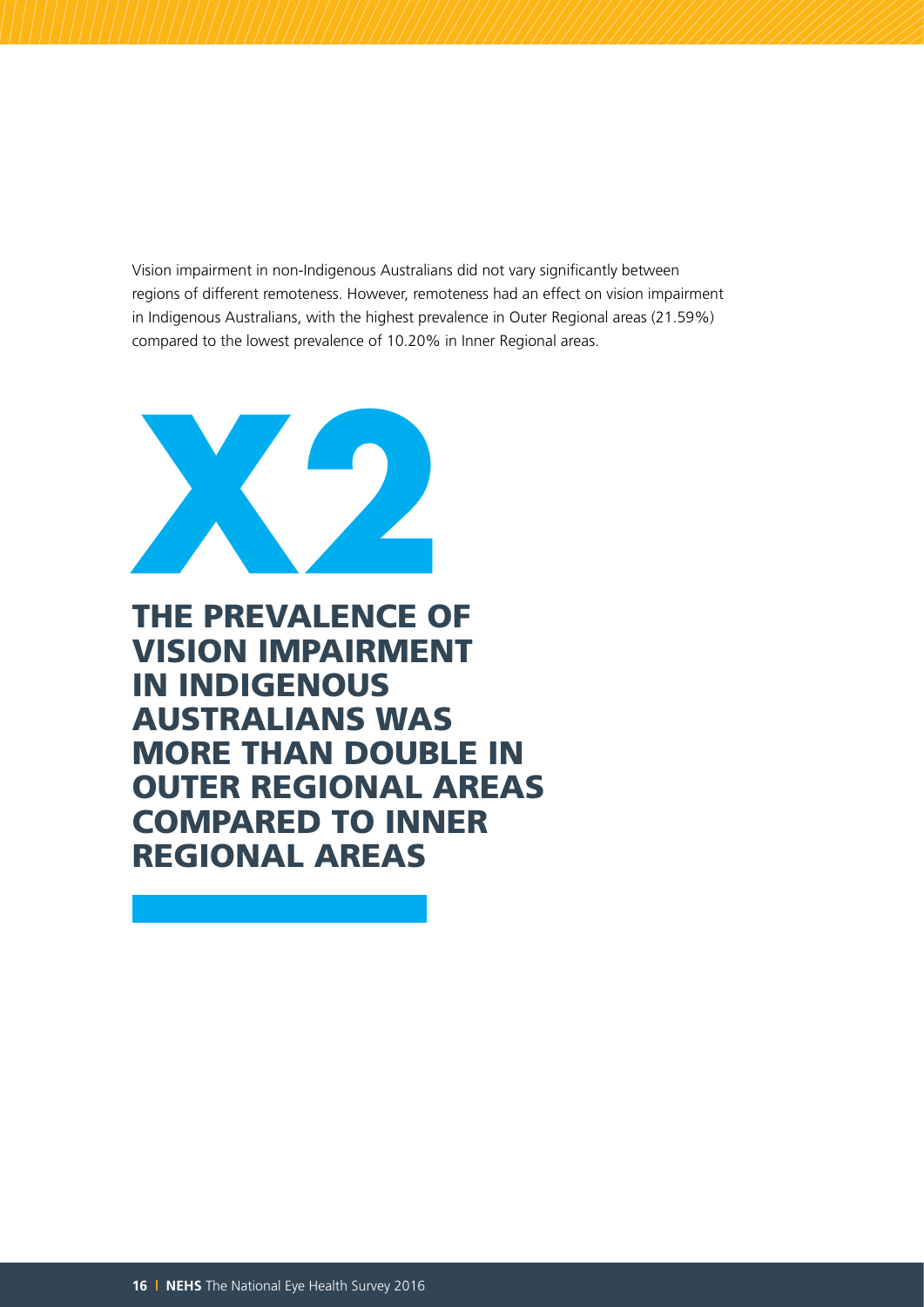Vision impairment in non-Indigenous Australians did not vary significantly between regions of different remoteness. However, remoteness had an effect on vision impairment in Indigenous Australians, with the highest prevalence in Outer Regional areas (21.59%) compared to the lowest prevalence of 10.20% in Inner Regional areas.

# X2

## THE PREVALENCE OF VISION IMPAIRMENT IN INDIGENOUS AUSTRALIANS WAS MORE THAN DOUBLE IN OUTER REGIONAL AREAS COMPARED TO INNER REGIONAL AREAS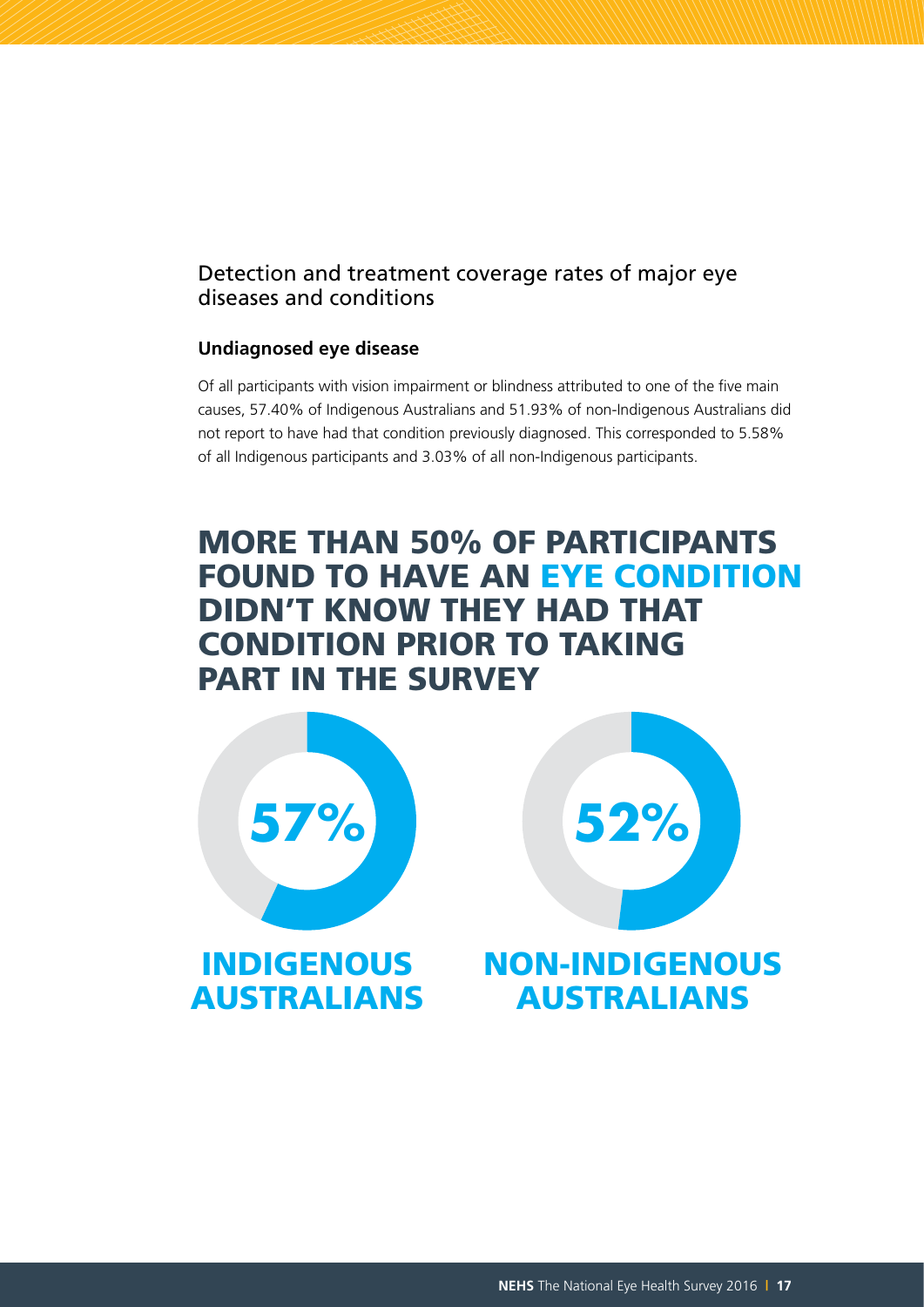## Detection and treatment coverage rates of major eye diseases and conditions

### Undiagnosed eye disease

Of all participants with vision impairment or blindness attributed to one of the five main causes, 57.40% of Indigenous Australians and 51.93% of non-Indigenous Australians did not report to have had that condition previously diagnosed. This corresponded to 5.58% of all Indigenous participants and 3.03% of all non-Indigenous participants.

## MORE THAN 50% OF PARTICIPANTS FOUND TO HAVE AN EYE CONDITION DIDN'T KNOW THEY HAD THAT CONDITION PRIOR TO TAKING PART IN THE SURVEY

**57%**

**INDIGENOUS AUSTRALIANS**

**52%**

**NON-INDIGENOUS AUSTRALIANS**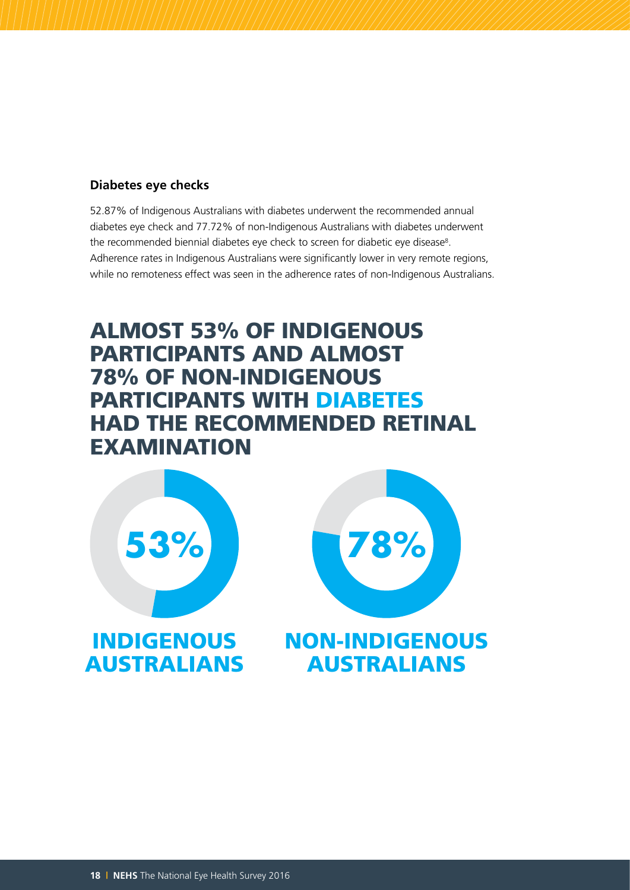### Diabetes eye checks

52.87% of Indigenous Australians with diabetes underwent the recommended annual diabetes eye check and 77.72% of non-Indigenous Australians with diabetes underwent the recommended biennial diabetes eye check to screen for diabetic eye disease[8]. Adherence rates in Indigenous Australians were significantly lower in very remote regions, while no remoteness effect was seen in the adherence rates of non-Indigenous Australians.

## ALMOST 53% OF INDIGENOUS PARTICIPANTS AND ALMOST 78% OF NON-INDIGENOUS PARTICIPANTS WITH DIABETES HAD THE RECOMMENDED RETINAL EXAMINATION

53%

INDIGENOUS AUSTRALIANS

78%

NON-INDIGENOUS AUSTRALIANS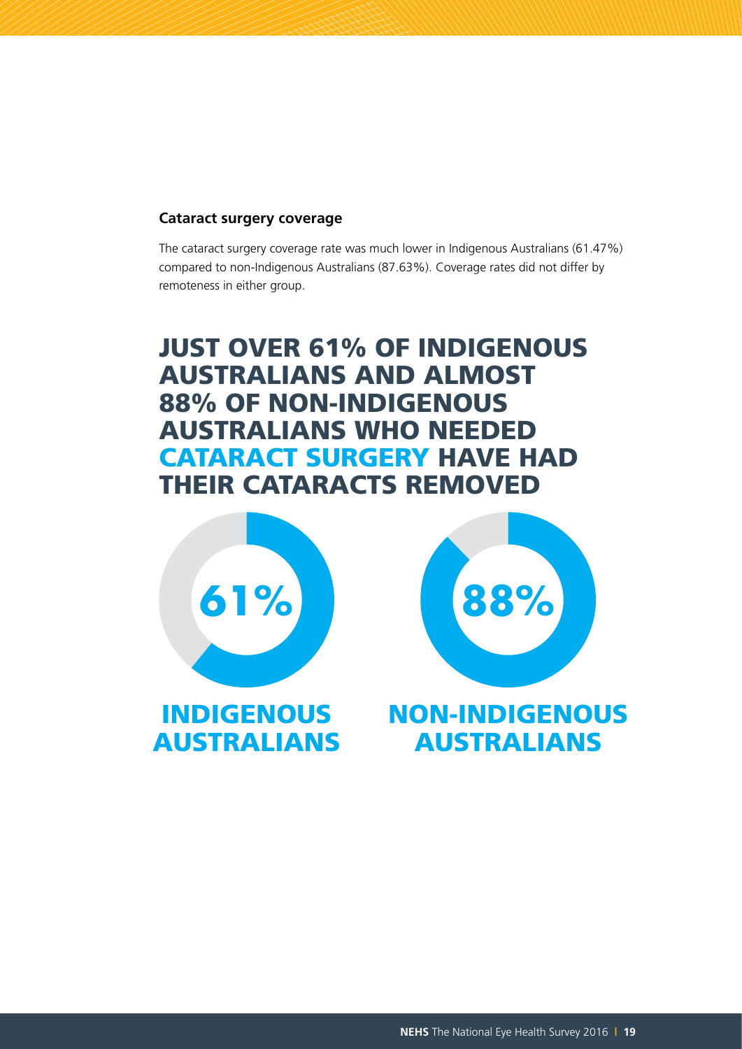### Cataract surgery coverage

The cataract surgery coverage rate was much lower in Indigenous Australians (61.47%) compared to non-Indigenous Australians (87.63%). Coverage rates did not differ by remoteness in either group.

## JUST OVER 61% OF INDIGENOUS AUSTRALIANS AND ALMOST 88% OF NON-INDIGENOUS AUSTRALIANS WHO NEEDED CATARACT SURGERY HAVE HAD THEIR CATARACTS REMOVED

**61%**

**INDIGENOUS AUSTRALIANS**

**88%**

**NON-INDIGENOUS AUSTRALIANS**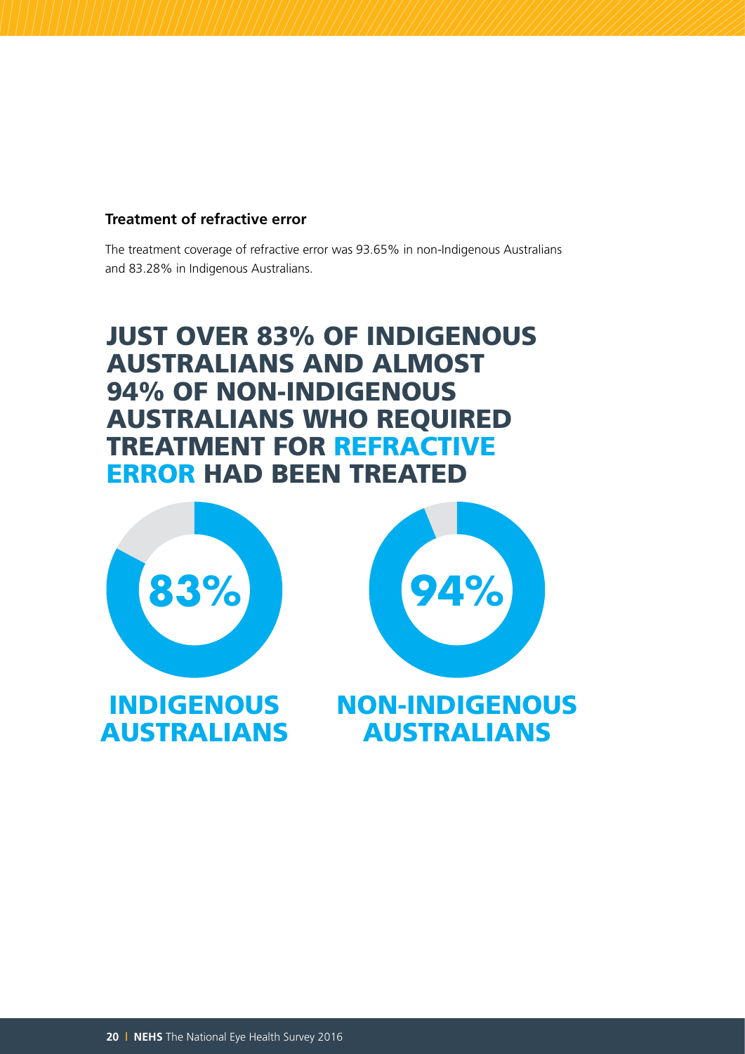### Treatment of refractive error

The treatment coverage of refractive error was 93.65% in non-Indigenous Australians and 83.28% in Indigenous Australians.

## JUST OVER 83% OF INDIGENOUS AUSTRALIANS AND ALMOST 94% OF NON-INDIGENOUS AUSTRALIANS WHO REQUIRED TREATMENT FOR REFRACTIVE ERROR HAD BEEN TREATED

83%

INDIGENOUS AUSTRALIANS

94%

NON-INDIGENOUS AUSTRALIANS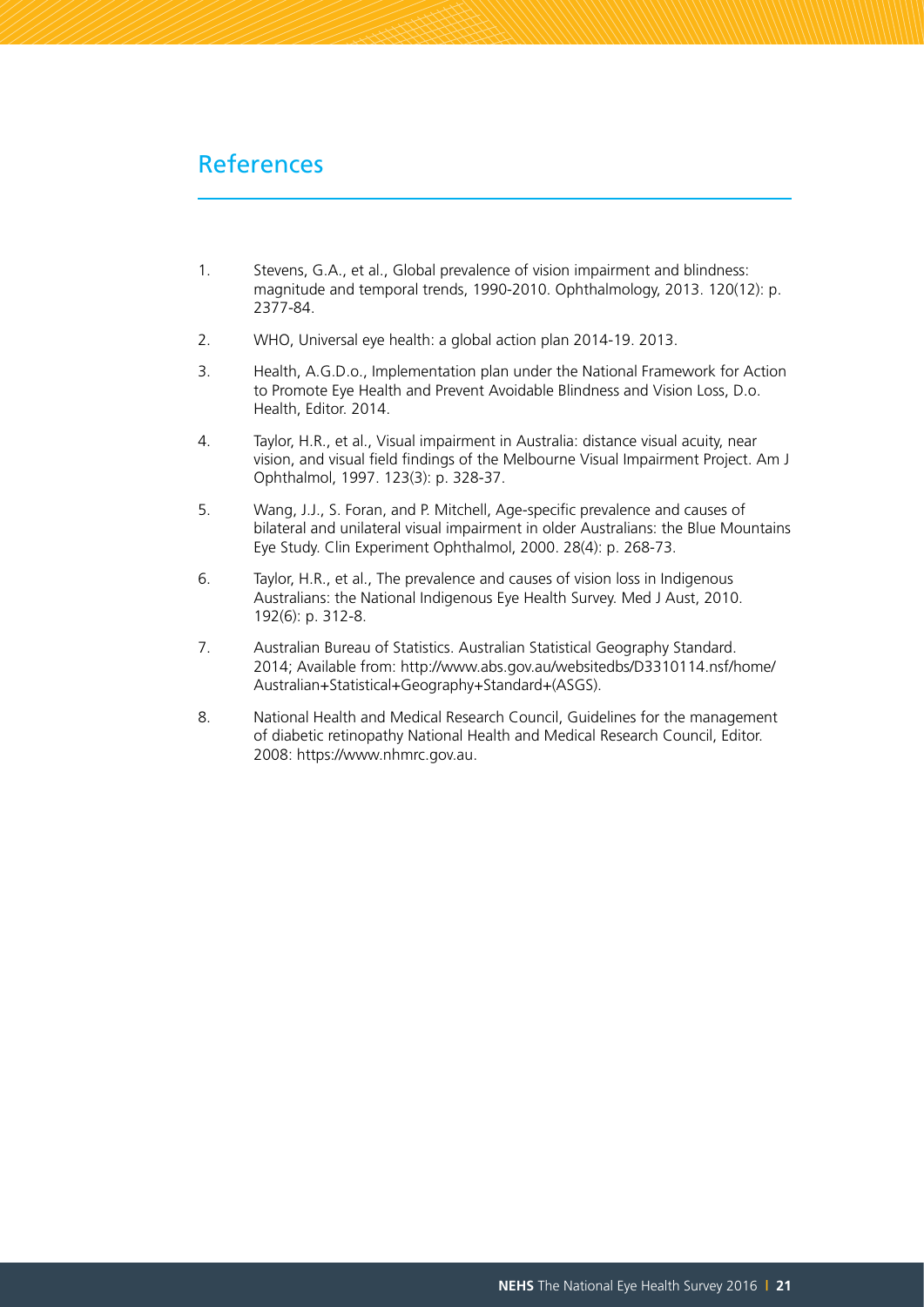# References

1. Stevens, G.A., et al., Global prevalence of vision impairment and blindness: magnitude and temporal trends, 1990-2010. Ophthalmology, 2013. 120(12): p. 2377-84.
2. WHO, Universal eye health: a global action plan 2014-19. 2013.
3. Health, A.G.D.o., Implementation plan under the National Framework for Action to Promote Eye Health and Prevent Avoidable Blindness and Vision Loss, D.o. Health, Editor. 2014.
4. Taylor, H.R., et al., Visual impairment in Australia: distance visual acuity, near vision, and visual field findings of the Melbourne Visual Impairment Project. Am J Ophthalmol, 1997. 123(3): p. 328-37.
5. Wang, J.J., S. Foran, and P. Mitchell, Age-specific prevalence and causes of bilateral and unilateral visual impairment in older Australians: the Blue Mountains Eye Study. Clin Experiment Ophthalmol, 2000. 28(4): p. 268-73.
6. Taylor, H.R., et al., The prevalence and causes of vision loss in Indigenous Australians: the National Indigenous Eye Health Survey. Med J Aust, 2010. 192(6): p. 312-8.
7. Australian Bureau of Statistics. Australian Statistical Geography Standard. 2014; Available from: http://www.abs.gov.au/websitedbs/D3310114.nsf/home/Australian+Statistical+Geography+Standard+(ASGS).
8. National Health and Medical Research Council, Guidelines for the management of diabetic retinopathy National Health and Medical Research Council, Editor. 2008: https://www.nhmrc.gov.au.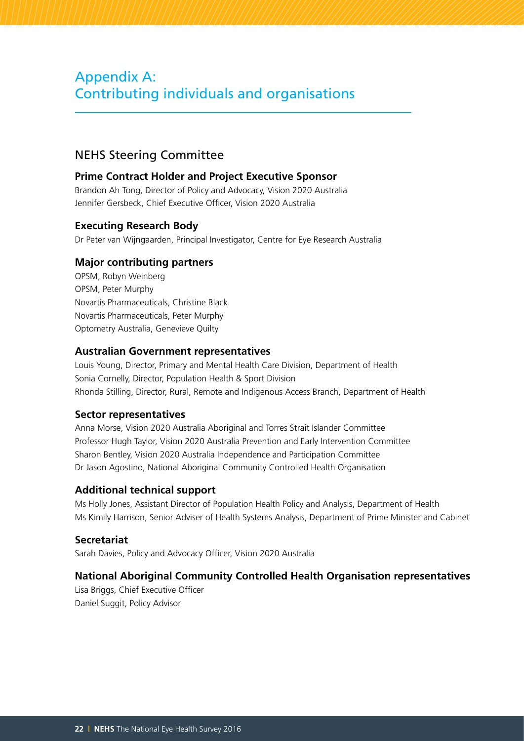# Appendix A: Contributing individuals and organisations

## NEHS Steering Committee

**Prime Contract Holder and Project Executive Sponsor**

Brandon Ah Tong, Director of Policy and Advocacy, Vision 2020 Australia
Jennifer Gersbeck, Chief Executive Officer, Vision 2020 Australia

**Executing Research Body**

Dr Peter van Wijngaarden, Principal Investigator, Centre for Eye Research Australia

**Major contributing partners**

OPSM, Robyn Weinberg
OPSM, Peter Murphy
Novartis Pharmaceuticals, Christine Black
Novartis Pharmaceuticals, Peter Murphy
Optometry Australia, Genevieve Quilty

**Australian Government representatives**

Louis Young, Director, Primary and Mental Health Care Division, Department of Health
Sonia Cornelly, Director, Population Health & Sport Division
Rhonda Stilling, Director, Rural, Remote and Indigenous Access Branch, Department of Health

**Sector representatives**

Anna Morse, Vision 2020 Australia Aboriginal and Torres Strait Islander Committee
Professor Hugh Taylor, Vision 2020 Australia Prevention and Early Intervention Committee
Sharon Bentley, Vision 2020 Australia Independence and Participation Committee
Dr Jason Agostino, National Aboriginal Community Controlled Health Organisation

**Additional technical support**

Ms Holly Jones, Assistant Director of Population Health Policy and Analysis, Department of Health
Ms Kimily Harrison, Senior Adviser of Health Systems Analysis, Department of Prime Minister and Cabinet

**Secretariat**

Sarah Davies, Policy and Advocacy Officer, Vision 2020 Australia

**National Aboriginal Community Controlled Health Organisation representatives**

Lisa Briggs, Chief Executive Officer
Daniel Suggit, Policy Advisor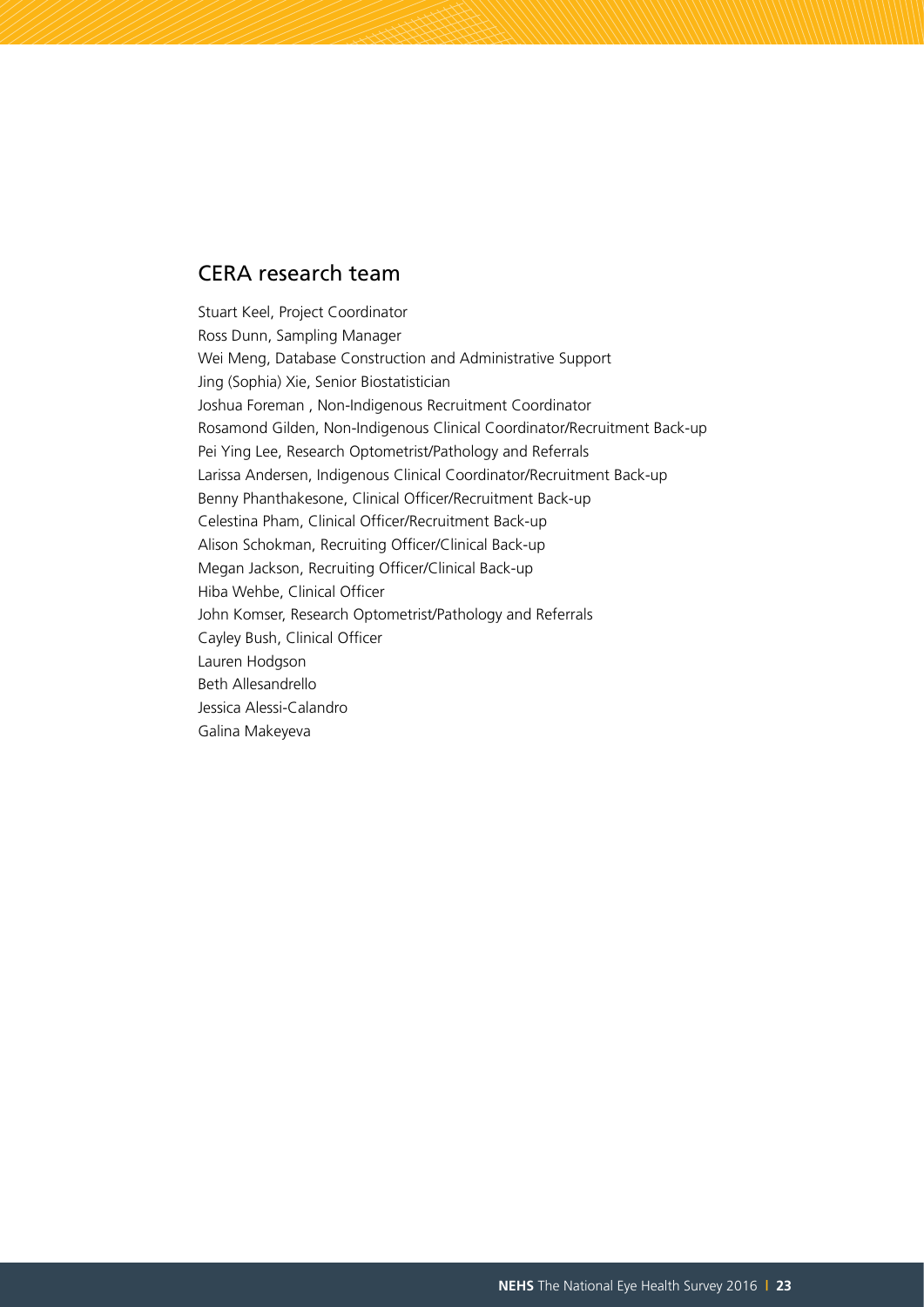## CERA research team

Stuart Keel, Project Coordinator
Ross Dunn, Sampling Manager
Wei Meng, Database Construction and Administrative Support
Jing (Sophia) Xie, Senior Biostatistician
Joshua Foreman , Non-Indigenous Recruitment Coordinator
Rosamond Gilden, Non-Indigenous Clinical Coordinator/Recruitment Back-up
Pei Ying Lee, Research Optometrist/Pathology and Referrals
Larissa Andersen, Indigenous Clinical Coordinator/Recruitment Back-up
Benny Phanthakesone, Clinical Officer/Recruitment Back-up
Celestina Pham, Clinical Officer/Recruitment Back-up
Alison Schokman, Recruiting Officer/Clinical Back-up
Megan Jackson, Recruiting Officer/Clinical Back-up
Hiba Wehbe, Clinical Officer
John Komser, Research Optometrist/Pathology and Referrals
Cayley Bush, Clinical Officer
Lauren Hodgson
Beth Allesandrello
Jessica Alessi-Calandro
Galina Makeyeva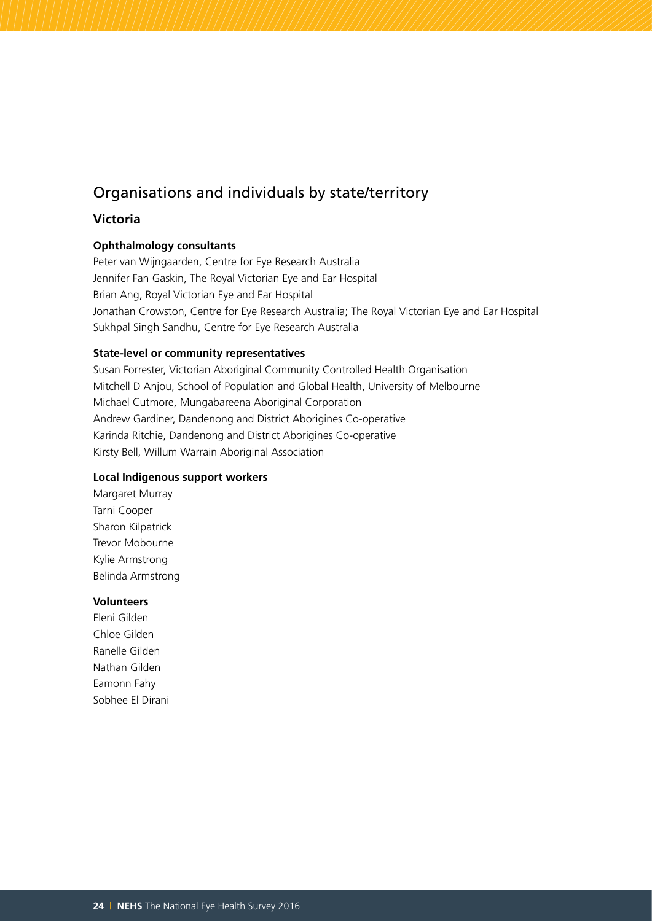## Organisations and individuals by state/territory

### Victoria

**Ophthalmology consultants**

Peter van Wijngaarden, Centre for Eye Research Australia
Jennifer Fan Gaskin, The Royal Victorian Eye and Ear Hospital
Brian Ang, Royal Victorian Eye and Ear Hospital
Jonathan Crowston, Centre for Eye Research Australia; The Royal Victorian Eye and Ear Hospital
Sukhpal Singh Sandhu, Centre for Eye Research Australia

**State-level or community representatives**

Susan Forrester, Victorian Aboriginal Community Controlled Health Organisation
Mitchell D Anjou, School of Population and Global Health, University of Melbourne
Michael Cutmore, Mungabareena Aboriginal Corporation
Andrew Gardiner, Dandenong and District Aborigines Co-operative
Karinda Ritchie, Dandenong and District Aborigines Co-operative
Kirsty Bell, Willum Warrain Aboriginal Association

**Local Indigenous support workers**

Margaret Murray
Tarni Cooper
Sharon Kilpatrick
Trevor Mobourne
Kylie Armstrong
Belinda Armstrong

**Volunteers**

Eleni Gilden
Chloe Gilden
Ranelle Gilden
Nathan Gilden
Eamonn Fahy
Sobhee El Dirani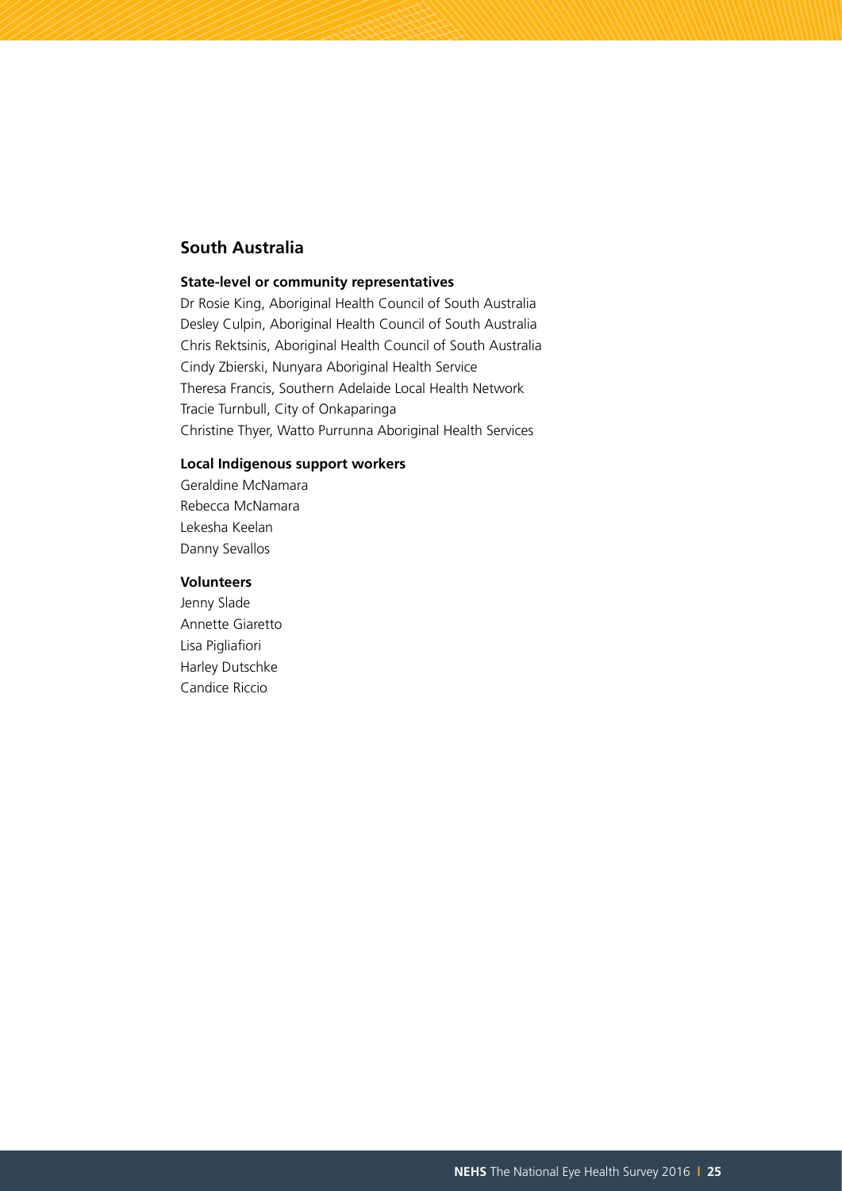## South Australia

### State-level or community representatives

Dr Rosie King, Aboriginal Health Council of South Australia
Desley Culpin, Aboriginal Health Council of South Australia
Chris Rektsinis, Aboriginal Health Council of South Australia
Cindy Zbierski, Nunyara Aboriginal Health Service
Theresa Francis, Southern Adelaide Local Health Network
Tracie Turnbull, City of Onkaparinga
Christine Thyer, Watto Purrunna Aboriginal Health Services

### Local Indigenous support workers

Geraldine McNamara
Rebecca McNamara
Lekesha Keelan
Danny Sevallos

### Volunteers

Jenny Slade
Annette Giaretto
Lisa Pigliafiori
Harley Dutschke
Candice Riccio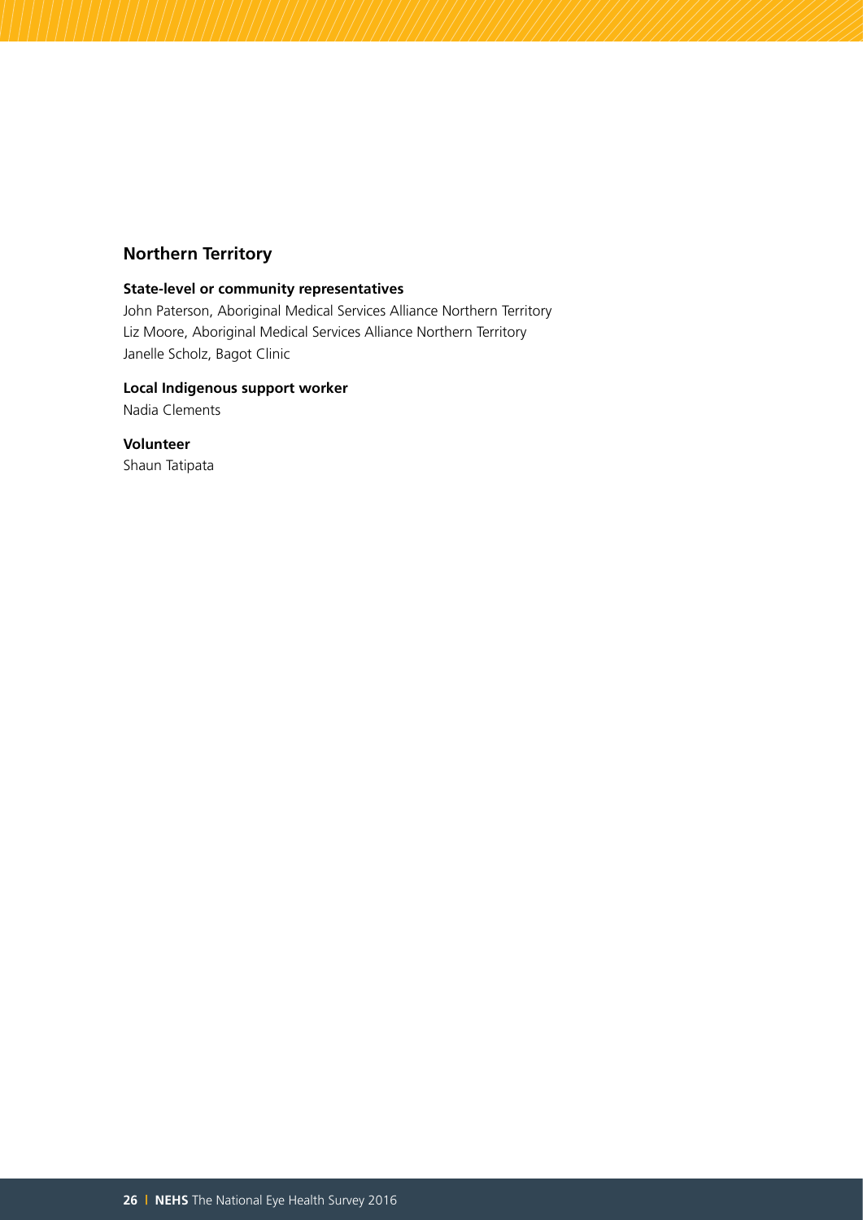## Northern Territory

**State-level or community representatives**

John Paterson, Aboriginal Medical Services Alliance Northern Territory
Liz Moore, Aboriginal Medical Services Alliance Northern Territory
Janelle Scholz, Bagot Clinic

**Local Indigenous support worker**

Nadia Clements

**Volunteer**

Shaun Tatipata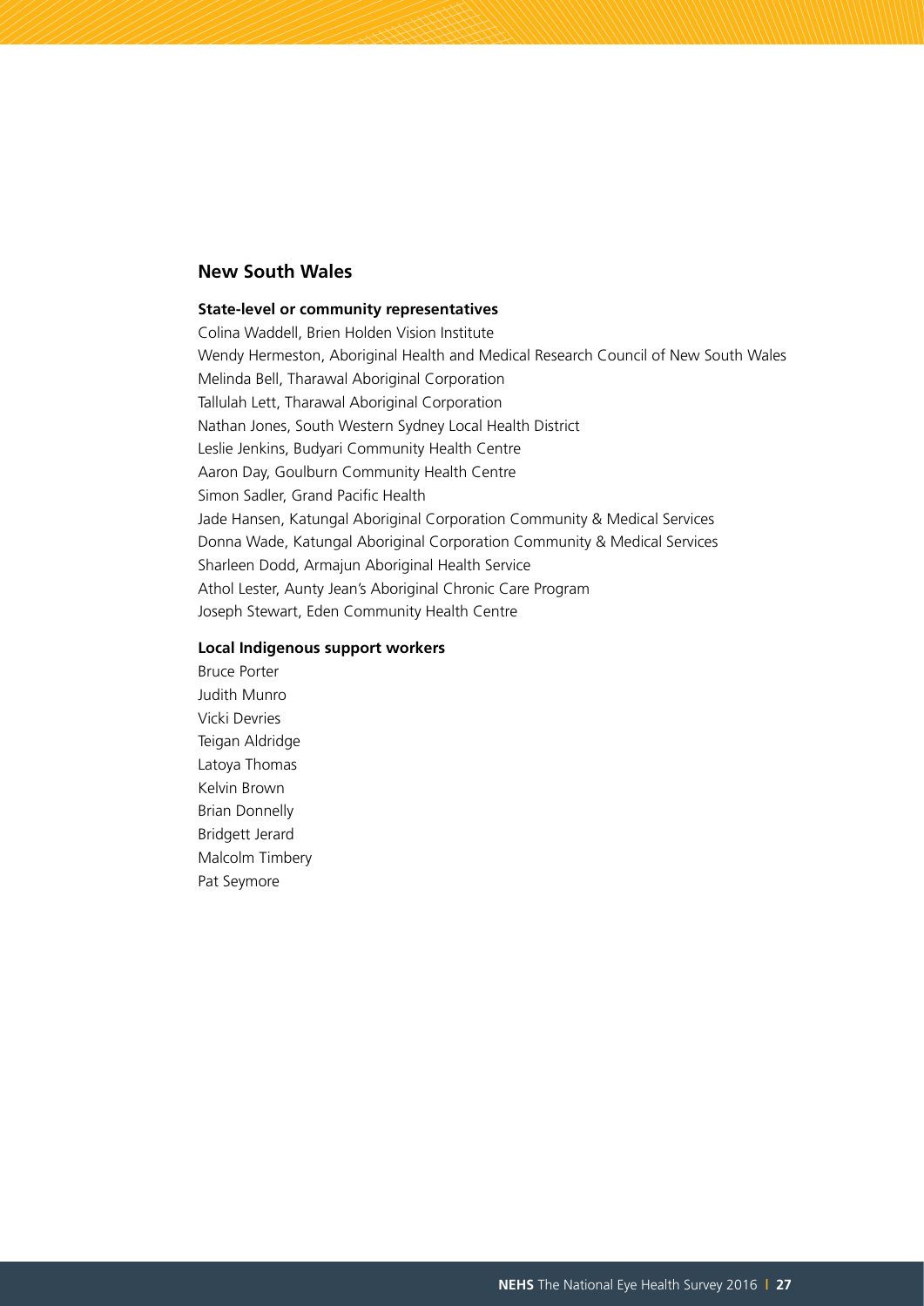## New South Wales

### State-level or community representatives

Colina Waddell, Brien Holden Vision Institute
Wendy Hermeston, Aboriginal Health and Medical Research Council of New South Wales
Melinda Bell, Tharawal Aboriginal Corporation
Tallulah Lett, Tharawal Aboriginal Corporation
Nathan Jones, South Western Sydney Local Health District
Leslie Jenkins, Budyari Community Health Centre
Aaron Day, Goulburn Community Health Centre
Simon Sadler, Grand Pacific Health
Jade Hansen, Katungal Aboriginal Corporation Community & Medical Services
Donna Wade, Katungal Aboriginal Corporation Community & Medical Services
Sharleen Dodd, Armajun Aboriginal Health Service
Athol Lester, Aunty Jean's Aboriginal Chronic Care Program
Joseph Stewart, Eden Community Health Centre

### Local Indigenous support workers

Bruce Porter
Judith Munro
Vicki Devries
Teigan Aldridge
Latoya Thomas
Kelvin Brown
Brian Donnelly
Bridgett Jerard
Malcolm Timbery
Pat Seymore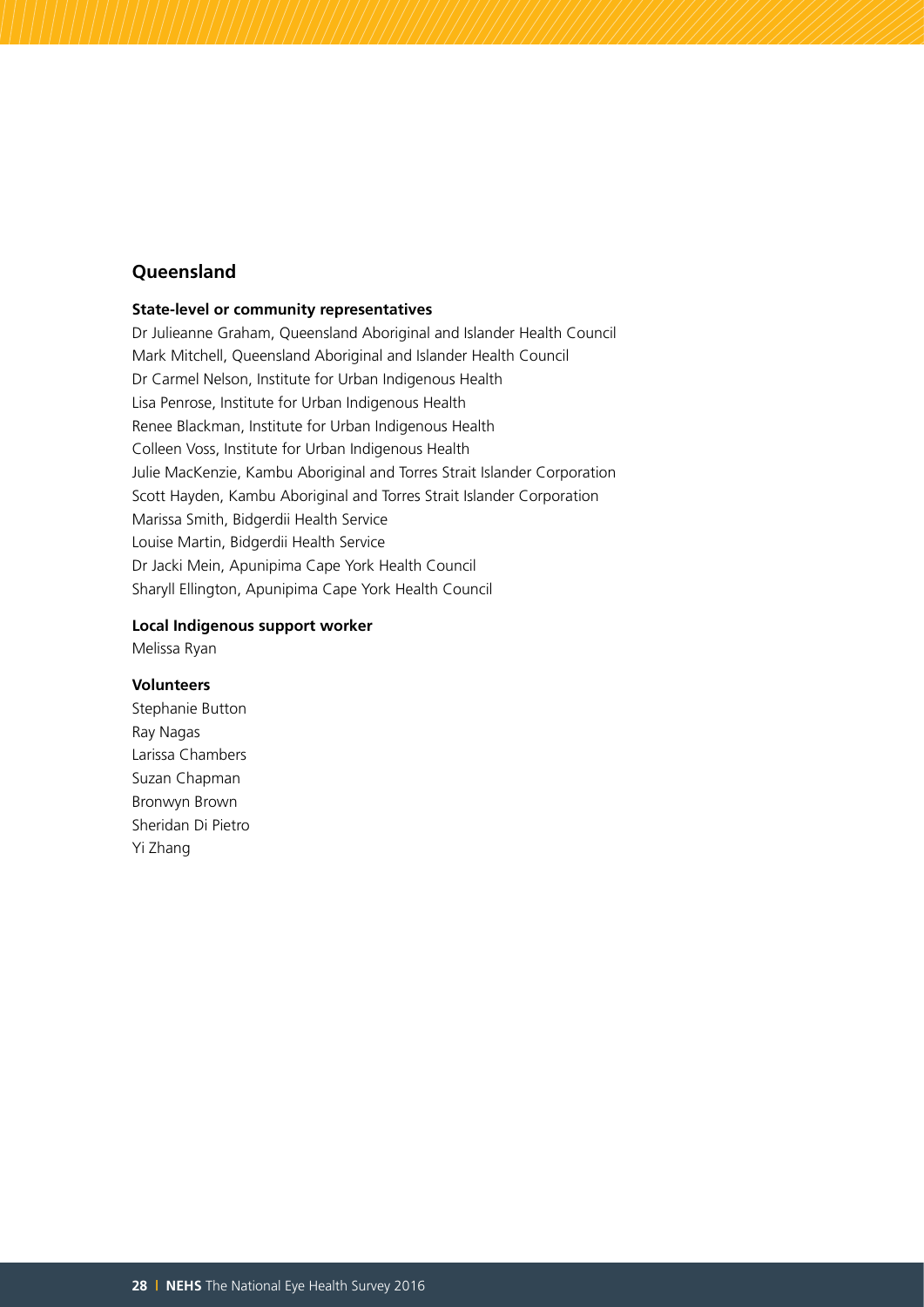## Queensland

### State-level or community representatives

Dr Julieanne Graham, Queensland Aboriginal and Islander Health Council
Mark Mitchell, Queensland Aboriginal and Islander Health Council
Dr Carmel Nelson, Institute for Urban Indigenous Health
Lisa Penrose, Institute for Urban Indigenous Health
Renee Blackman, Institute for Urban Indigenous Health
Colleen Voss, Institute for Urban Indigenous Health
Julie MacKenzie, Kambu Aboriginal and Torres Strait Islander Corporation
Scott Hayden, Kambu Aboriginal and Torres Strait Islander Corporation
Marissa Smith, Bidgerdii Health Service
Louise Martin, Bidgerdii Health Service
Dr Jacki Mein, Apunipima Cape York Health Council
Sharyll Ellington, Apunipima Cape York Health Council

### Local Indigenous support worker

Melissa Ryan

### Volunteers

Stephanie Button
Ray Nagas
Larissa Chambers
Suzan Chapman
Bronwyn Brown
Sheridan Di Pietro
Yi Zhang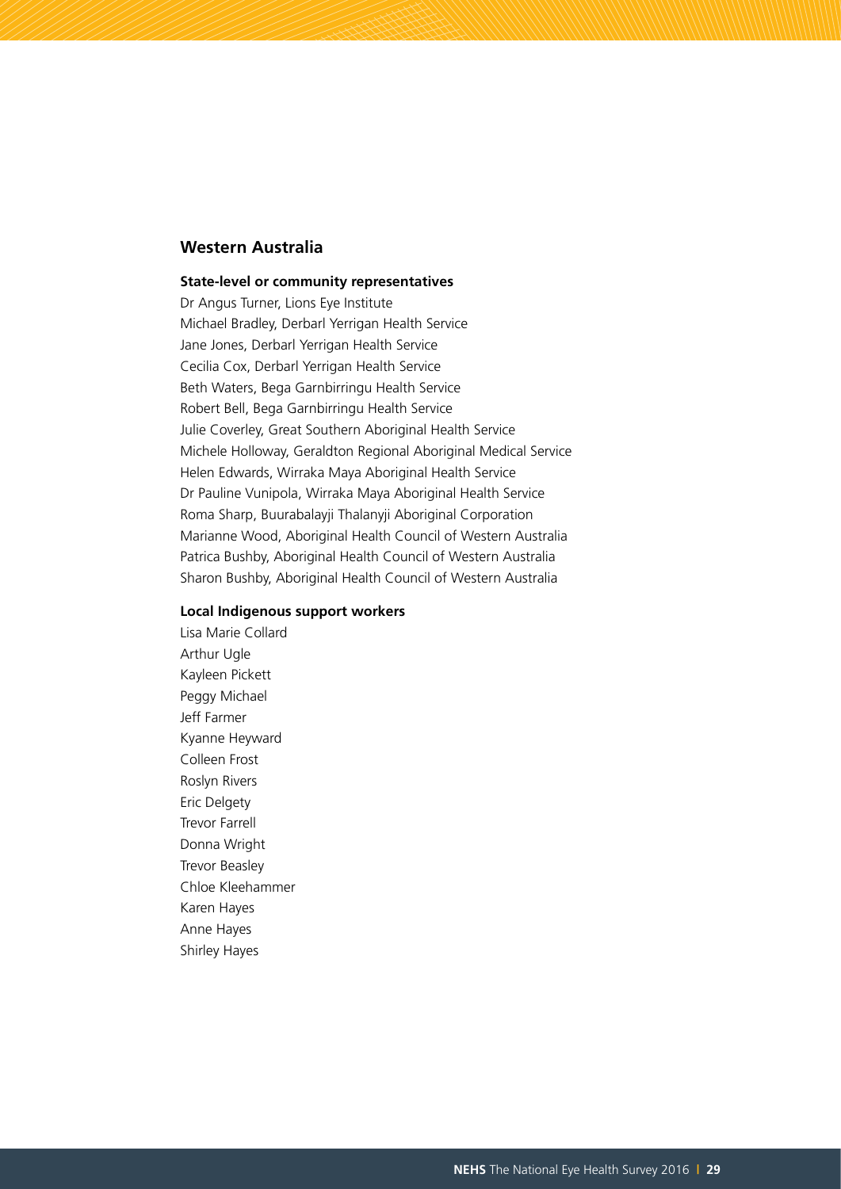## Western Australia

**State-level or community representatives**

Dr Angus Turner, Lions Eye Institute
Michael Bradley, Derbarl Yerrigan Health Service
Jane Jones, Derbarl Yerrigan Health Service
Cecilia Cox, Derbarl Yerrigan Health Service
Beth Waters, Bega Garnbirringu Health Service
Robert Bell, Bega Garnbirringu Health Service
Julie Coverley, Great Southern Aboriginal Health Service
Michele Holloway, Geraldton Regional Aboriginal Medical Service
Helen Edwards, Wirraka Maya Aboriginal Health Service
Dr Pauline Vunipola, Wirraka Maya Aboriginal Health Service
Roma Sharp, Buurabalayji Thalanyji Aboriginal Corporation
Marianne Wood, Aboriginal Health Council of Western Australia
Patrica Bushby, Aboriginal Health Council of Western Australia
Sharon Bushby, Aboriginal Health Council of Western Australia

**Local Indigenous support workers**

Lisa Marie Collard
Arthur Ugle
Kayleen Pickett
Peggy Michael
Jeff Farmer
Kyanne Heyward
Colleen Frost
Roslyn Rivers
Eric Delgety
Trevor Farrell
Donna Wright
Trevor Beasley
Chloe Kleehammer
Karen Hayes
Anne Hayes
Shirley Hayes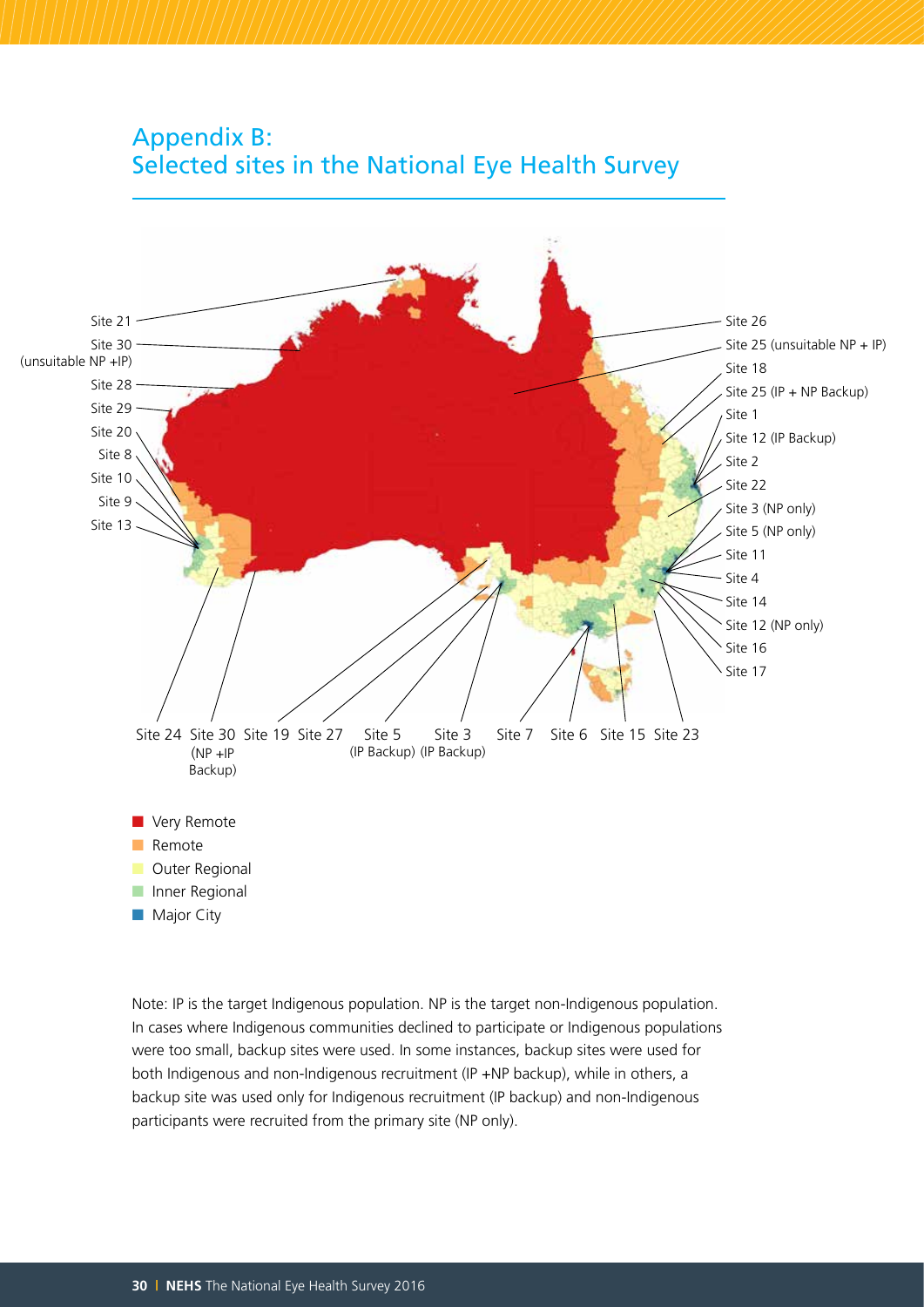# Appendix B: Selected sites in the National Eye Health Survey

Site 21
Site 30 (unsuitable NP +IP)
Site 28
Site 29
Site 20
Site 8
Site 10
Site 9
Site 13

Site 26
Site 25 (unsuitable NP + IP)
Site 18
Site 25 (IP + NP Backup)
Site 1
Site 12 (IP Backup)
Site 2
Site 22
Site 3 (NP only)
Site 5 (NP only)
Site 11
Site 4
Site 14
Site 12 (NP only)
Site 16
Site 17

Site 24, Site 30 (NP +IP Backup), Site 19, Site 27, Site 5 (IP Backup), Site 3 (IP Backup), Site 7, Site 6, Site 15, Site 23

- Very Remote
- Remote
- Outer Regional
- Inner Regional
- Major City

Note: IP is the target Indigenous population. NP is the target non-Indigenous population. In cases where Indigenous communities declined to participate or Indigenous populations were too small, backup sites were used. In some instances, backup sites were used for both Indigenous and non-Indigenous recruitment (IP +NP backup), while in others, a backup site was used only for Indigenous recruitment (IP backup) and non-Indigenous participants were recruited from the primary site (NP only).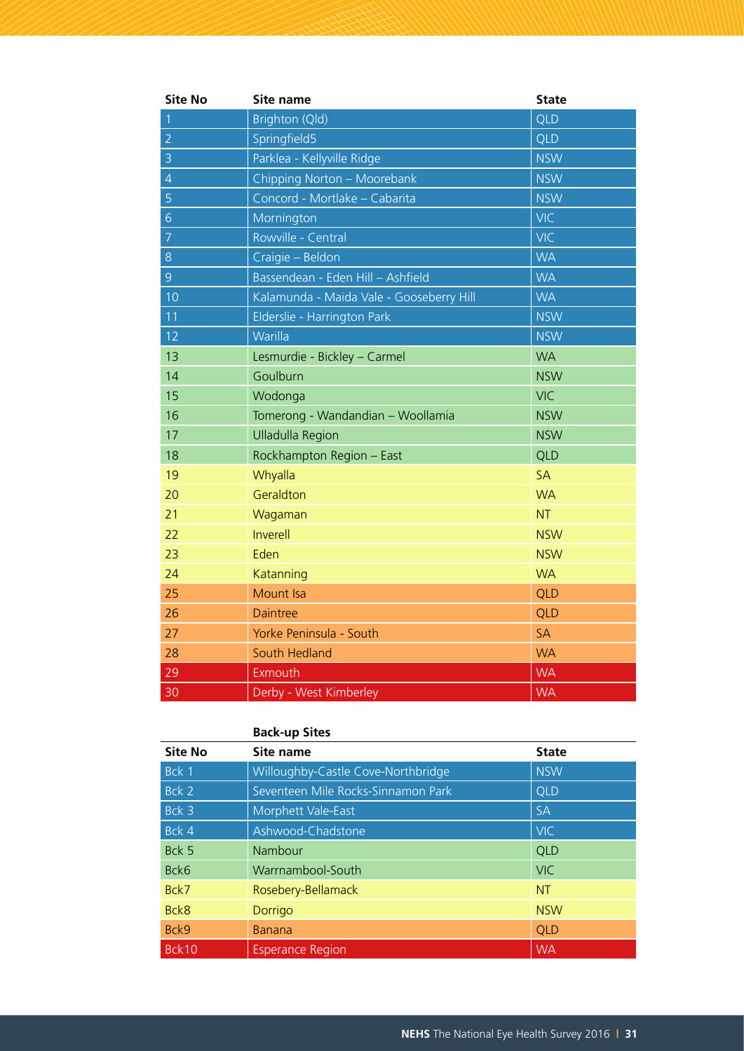| Site No | Site name | State |
|---|---|---|
| 1 | Brighton (Qld) | QLD |
| 2 | Springfield5 | QLD |
| 3 | Parklea - Kellyville Ridge | NSW |
| 4 | Chipping Norton – Moorebank | NSW |
| 5 | Concord - Mortlake – Cabarita | NSW |
| 6 | Mornington | VIC |
| 7 | Rowville - Central | VIC |
| 8 | Craigie – Beldon | WA |
| 9 | Bassendean - Eden Hill – Ashfield | WA |
| 10 | Kalamunda - Maida Vale - Gooseberry Hill | WA |
| 11 | Elderslie - Harrington Park | NSW |
| 12 | Warilla | NSW |
| 13 | Lesmurdie - Bickley – Carmel | WA |
| 14 | Goulburn | NSW |
| 15 | Wodonga | VIC |
| 16 | Tomerong - Wandandian – Woollamia | NSW |
| 17 | Ulladulla Region | NSW |
| 18 | Rockhampton Region – East | QLD |
| 19 | Whyalla | SA |
| 20 | Geraldton | WA |
| 21 | Wagaman | NT |
| 22 | Inverell | NSW |
| 23 | Eden | NSW |
| 24 | Katanning | WA |
| 25 | Mount Isa | QLD |
| 26 | Daintree | QLD |
| 27 | Yorke Peninsula - South | SA |
| 28 | South Hedland | WA |
| 29 | Exmouth | WA |
| 30 | Derby - West Kimberley | WA |

**Back-up Sites**

| Site No | Site name | State |
|---|---|---|
| Bck 1 | Willoughby-Castle Cove-Northbridge | NSW |
| Bck 2 | Seventeen Mile Rocks-Sinnamon Park | QLD |
| Bck 3 | Morphett Vale-East | SA |
| Bck 4 | Ashwood-Chadstone | VIC |
| Bck 5 | Nambour | QLD |
| Bck6 | Warrnambool-South | VIC |
| Bck7 | Rosebery-Bellamack | NT |
| Bck8 | Dorrigo | NSW |
| Bck9 | Banana | QLD |
| Bck10 | Esperance Region | WA |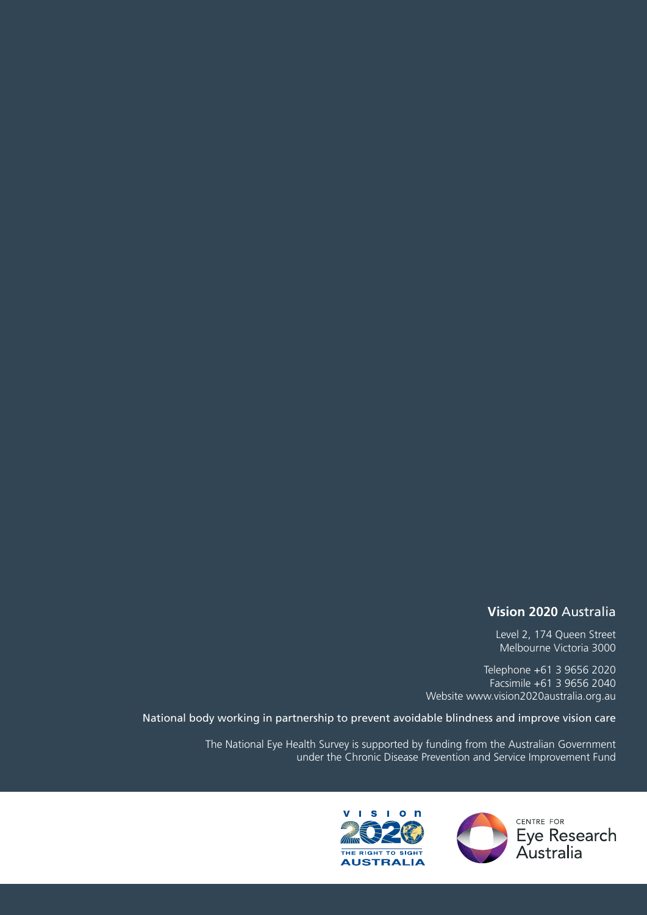**Vision 2020** Australia

Level 2, 174 Queen Street
Melbourne Victoria 3000

Telephone +61 3 9656 2020
Facsimile +61 3 9656 2040
Website www.vision2020australia.org.au

National body working in partnership to prevent avoidable blindness and improve vision care

The National Eye Health Survey is supported by funding from the Australian Government under the Chronic Disease Prevention and Service Improvement Fund